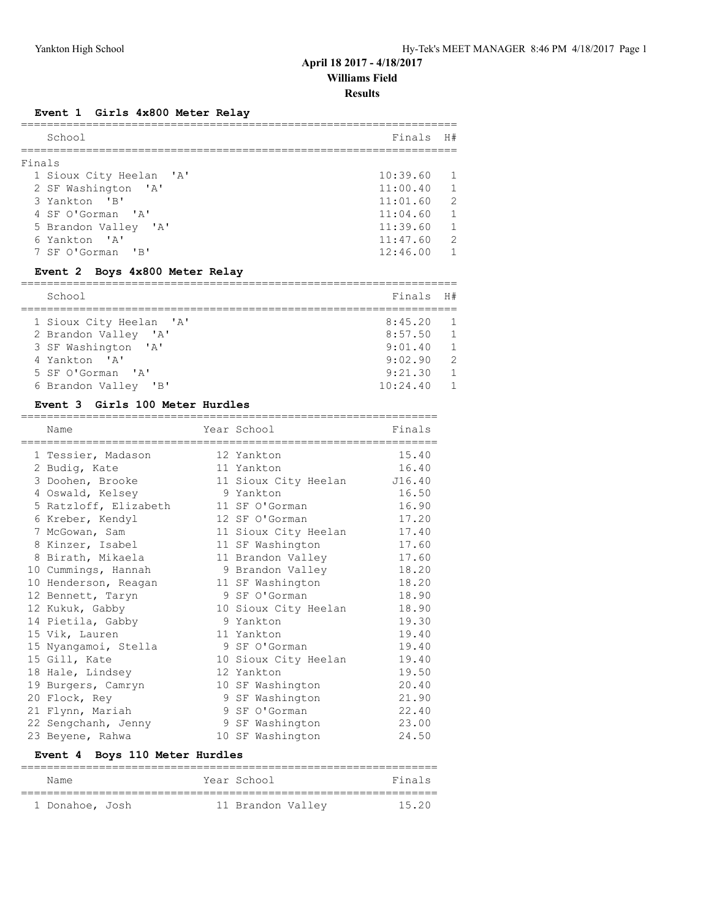**April 18 2017 - 4/18/2017**
**Williams Field**
**Results**

### Event 1 Girls 4x800 Meter Relay

Finals

| Place | School | Finals | H# |
|---|---|---|---|
| 1 | Sioux City Heelan 'A' | 10:39.60 | 1 |
| 2 | SF Washington 'A' | 11:00.40 | 1 |
| 3 | Yankton 'B' | 11:01.60 | 2 |
| 4 | SF O'Gorman 'A' | 11:04.60 | 1 |
| 5 | Brandon Valley 'A' | 11:39.60 | 1 |
| 6 | Yankton 'A' | 11:47.60 | 2 |
| 7 | SF O'Gorman 'B' | 12:46.00 | 1 |

### Event 2 Boys 4x800 Meter Relay

| Place | School | Finals | H# |
|---|---|---|---|
| 1 | Sioux City Heelan 'A' | 8:45.20 | 1 |
| 2 | Brandon Valley 'A' | 8:57.50 | 1 |
| 3 | SF Washington 'A' | 9:01.40 | 1 |
| 4 | Yankton 'A' | 9:02.90 | 2 |
| 5 | SF O'Gorman 'A' | 9:21.30 | 1 |
| 6 | Brandon Valley 'B' | 10:24.40 | 1 |

### Event 3 Girls 100 Meter Hurdles

| Place | Name | Year | School | Finals |
|---|---|---|---|---|
| 1 | Tessier, Madason | 12 | Yankton | 15.40 |
| 2 | Budig, Kate | 11 | Yankton | 16.40 |
| 3 | Doohen, Brooke | 11 | Sioux City Heelan | J16.40 |
| 4 | Oswald, Kelsey | 9 | Yankton | 16.50 |
| 5 | Ratzloff, Elizabeth | 11 | SF O'Gorman | 16.90 |
| 6 | Kreber, Kendyl | 12 | SF O'Gorman | 17.20 |
| 7 | McGowan, Sam | 11 | Sioux City Heelan | 17.40 |
| 8 | Kinzer, Isabel | 11 | SF Washington | 17.60 |
| 8 | Birath, Mikaela | 11 | Brandon Valley | 17.60 |
| 10 | Cummings, Hannah | 9 | Brandon Valley | 18.20 |
| 10 | Henderson, Reagan | 11 | SF Washington | 18.20 |
| 12 | Bennett, Taryn | 9 | SF O'Gorman | 18.90 |
| 12 | Kukuk, Gabby | 10 | Sioux City Heelan | 18.90 |
| 14 | Pietila, Gabby | 9 | Yankton | 19.30 |
| 15 | Vik, Lauren | 11 | Yankton | 19.40 |
| 15 | Nyangamoi, Stella | 9 | SF O'Gorman | 19.40 |
| 15 | Gill, Kate | 10 | Sioux City Heelan | 19.40 |
| 18 | Hale, Lindsey | 12 | Yankton | 19.50 |
| 19 | Burgers, Camryn | 10 | SF Washington | 20.40 |
| 20 | Flock, Rey | 9 | SF Washington | 21.90 |
| 21 | Flynn, Mariah | 9 | SF O'Gorman | 22.40 |
| 22 | Sengchanh, Jenny | 9 | SF Washington | 23.00 |
| 23 | Beyene, Rahwa | 10 | SF Washington | 24.50 |

### Event 4 Boys 110 Meter Hurdles

| Place | Name | Year | School | Finals |
|---|---|---|---|---|
| 1 | Donahoe, Josh | 11 | Brandon Valley | 15.20 |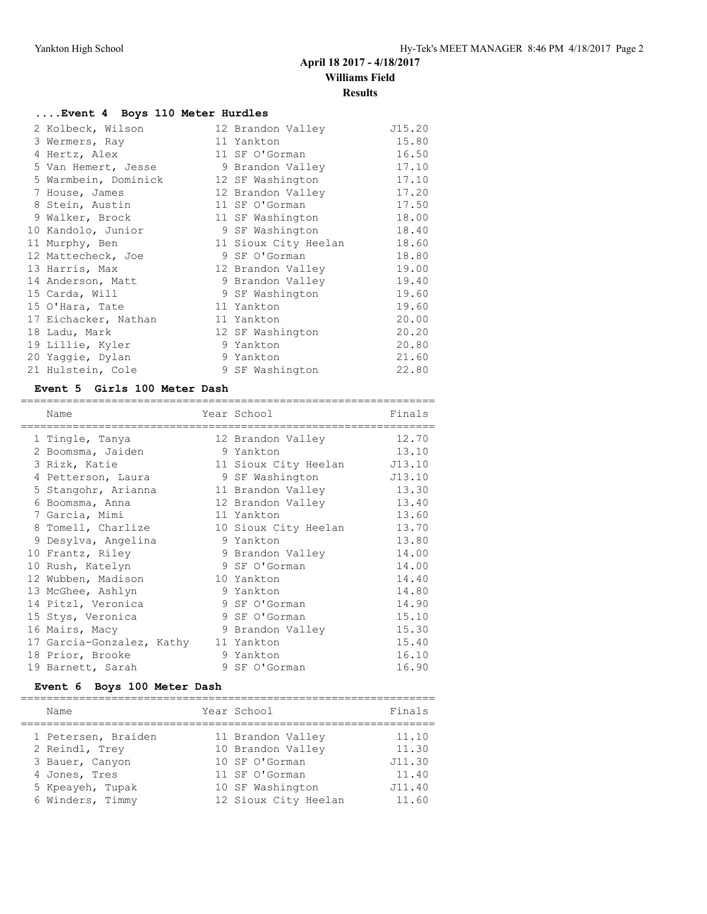**April 18 2017 - 4/18/2017**
**Williams Field**
**Results**

### ....Event 4 Boys 110 Meter Hurdles

| | Name | Year | School | Finals |
|---|---|---|---|---|
| 2 | Kolbeck, Wilson | 12 | Brandon Valley | J15.20 |
| 3 | Wermers, Ray | 11 | Yankton | 15.80 |
| 4 | Hertz, Alex | 11 | SF O'Gorman | 16.50 |
| 5 | Van Hemert, Jesse | 9 | Brandon Valley | 17.10 |
| 5 | Warmbein, Dominick | 12 | SF Washington | 17.10 |
| 7 | House, James | 12 | Brandon Valley | 17.20 |
| 8 | Stein, Austin | 11 | SF O'Gorman | 17.50 |
| 9 | Walker, Brock | 11 | SF Washington | 18.00 |
| 10 | Kandolo, Junior | 9 | SF Washington | 18.40 |
| 11 | Murphy, Ben | 11 | Sioux City Heelan | 18.60 |
| 12 | Mattecheck, Joe | 9 | SF O'Gorman | 18.80 |
| 13 | Harris, Max | 12 | Brandon Valley | 19.00 |
| 14 | Anderson, Matt | 9 | Brandon Valley | 19.40 |
| 15 | Carda, Will | 9 | SF Washington | 19.60 |
| 15 | O'Hara, Tate | 11 | Yankton | 19.60 |
| 17 | Eichacker, Nathan | 11 | Yankton | 20.00 |
| 18 | Ladu, Mark | 12 | SF Washington | 20.20 |
| 19 | Lillie, Kyler | 9 | Yankton | 20.80 |
| 20 | Yaggie, Dylan | 9 | Yankton | 21.60 |
| 21 | Hulstein, Cole | 9 | SF Washington | 22.80 |

### Event 5 Girls 100 Meter Dash

| | Name | Year | School | Finals |
|---|---|---|---|---|
| 1 | Tingle, Tanya | 12 | Brandon Valley | 12.70 |
| 2 | Boomsma, Jaiden | 9 | Yankton | 13.10 |
| 3 | Rizk, Katie | 11 | Sioux City Heelan | J13.10 |
| 4 | Petterson, Laura | 9 | SF Washington | J13.10 |
| 5 | Stangohr, Arianna | 11 | Brandon Valley | 13.30 |
| 6 | Boomsma, Anna | 12 | Brandon Valley | 13.40 |
| 7 | Garcia, Mimi | 11 | Yankton | 13.60 |
| 8 | Tomell, Charlize | 10 | Sioux City Heelan | 13.70 |
| 9 | Desylva, Angelina | 9 | Yankton | 13.80 |
| 10 | Frantz, Riley | 9 | Brandon Valley | 14.00 |
| 10 | Rush, Katelyn | 9 | SF O'Gorman | 14.00 |
| 12 | Wubben, Madison | 10 | Yankton | 14.40 |
| 13 | McGhee, Ashlyn | 9 | Yankton | 14.80 |
| 14 | Pitzl, Veronica | 9 | SF O'Gorman | 14.90 |
| 15 | Stys, Veronica | 9 | SF O'Gorman | 15.10 |
| 16 | Mairs, Macy | 9 | Brandon Valley | 15.30 |
| 17 | Garcia-Gonzalez, Kathy | 11 | Yankton | 15.40 |
| 18 | Prior, Brooke | 9 | Yankton | 16.10 |
| 19 | Barnett, Sarah | 9 | SF O'Gorman | 16.90 |

### Event 6 Boys 100 Meter Dash

| | Name | Year | School | Finals |
|---|---|---|---|---|
| 1 | Petersen, Braiden | 11 | Brandon Valley | 11.10 |
| 2 | Reindl, Trey | 10 | Brandon Valley | 11.30 |
| 3 | Bauer, Canyon | 10 | SF O'Gorman | J11.30 |
| 4 | Jones, Tres | 11 | SF O'Gorman | 11.40 |
| 5 | Kpeayeh, Tupak | 10 | SF Washington | J11.40 |
| 6 | Winders, Timmy | 12 | Sioux City Heelan | 11.60 |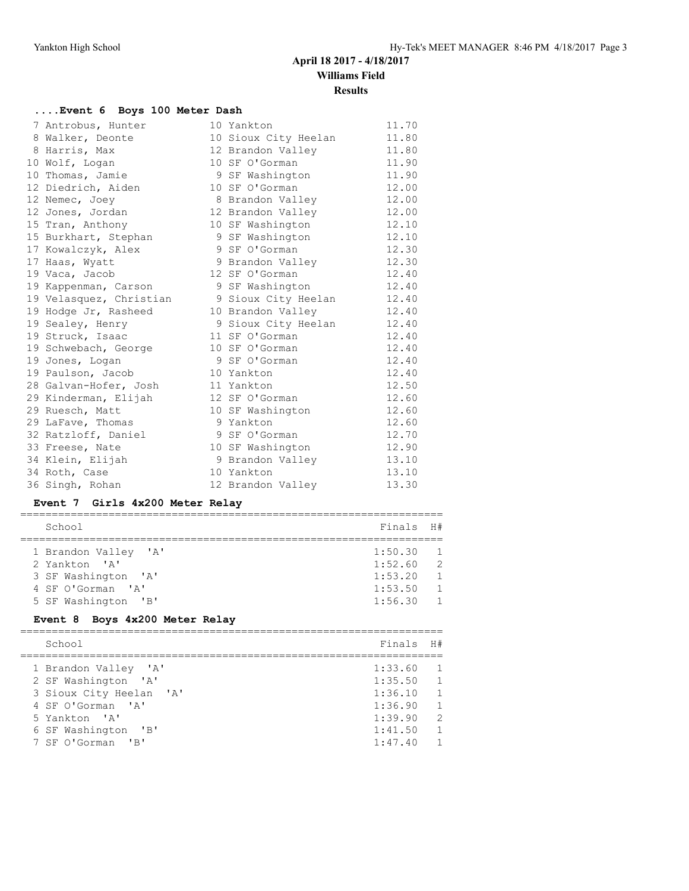## April 18 2017 - 4/18/2017
## Williams Field
## Results

### ....Event 6 Boys 100 Meter Dash

| Place | Name | Year | School | Finals |
|---|---|---|---|---|
| 7 | Antrobus, Hunter | 10 | Yankton | 11.70 |
| 8 | Walker, Deonte | 10 | Sioux City Heelan | 11.80 |
| 8 | Harris, Max | 12 | Brandon Valley | 11.80 |
| 10 | Wolf, Logan | 10 | SF O'Gorman | 11.90 |
| 10 | Thomas, Jamie | 9 | SF Washington | 11.90 |
| 12 | Diedrich, Aiden | 10 | SF O'Gorman | 12.00 |
| 12 | Nemec, Joey | 8 | Brandon Valley | 12.00 |
| 12 | Jones, Jordan | 12 | Brandon Valley | 12.00 |
| 15 | Tran, Anthony | 10 | SF Washington | 12.10 |
| 15 | Burkhart, Stephan | 9 | SF Washington | 12.10 |
| 17 | Kowalczyk, Alex | 9 | SF O'Gorman | 12.30 |
| 17 | Haas, Wyatt | 9 | Brandon Valley | 12.30 |
| 19 | Vaca, Jacob | 12 | SF O'Gorman | 12.40 |
| 19 | Kappenman, Carson | 9 | SF Washington | 12.40 |
| 19 | Velasquez, Christian | 9 | Sioux City Heelan | 12.40 |
| 19 | Hodge Jr, Rasheed | 10 | Brandon Valley | 12.40 |
| 19 | Sealey, Henry | 9 | Sioux City Heelan | 12.40 |
| 19 | Struck, Isaac | 11 | SF O'Gorman | 12.40 |
| 19 | Schwebach, George | 10 | SF O'Gorman | 12.40 |
| 19 | Jones, Logan | 9 | SF O'Gorman | 12.40 |
| 19 | Paulson, Jacob | 10 | Yankton | 12.40 |
| 28 | Galvan-Hofer, Josh | 11 | Yankton | 12.50 |
| 29 | Kinderman, Elijah | 12 | SF O'Gorman | 12.60 |
| 29 | Ruesch, Matt | 10 | SF Washington | 12.60 |
| 29 | LaFave, Thomas | 9 | Yankton | 12.60 |
| 32 | Ratzloff, Daniel | 9 | SF O'Gorman | 12.70 |
| 33 | Freese, Nate | 10 | SF Washington | 12.90 |
| 34 | Klein, Elijah | 9 | Brandon Valley | 13.10 |
| 34 | Roth, Case | 10 | Yankton | 13.10 |
| 36 | Singh, Rohan | 12 | Brandon Valley | 13.30 |

### Event 7 Girls 4x200 Meter Relay

| Place | School | Finals | H# |
|---|---|---|---|
| 1 | Brandon Valley 'A' | 1:50.30 | 1 |
| 2 | Yankton 'A' | 1:52.60 | 2 |
| 3 | SF Washington 'A' | 1:53.20 | 1 |
| 4 | SF O'Gorman 'A' | 1:53.50 | 1 |
| 5 | SF Washington 'B' | 1:56.30 | 1 |

### Event 8 Boys 4x200 Meter Relay

| Place | School | Finals | H# |
|---|---|---|---|
| 1 | Brandon Valley 'A' | 1:33.60 | 1 |
| 2 | SF Washington 'A' | 1:35.50 | 1 |
| 3 | Sioux City Heelan 'A' | 1:36.10 | 1 |
| 4 | SF O'Gorman 'A' | 1:36.90 | 1 |
| 5 | Yankton 'A' | 1:39.90 | 2 |
| 6 | SF Washington 'B' | 1:41.50 | 1 |
| 7 | SF O'Gorman 'B' | 1:47.40 | 1 |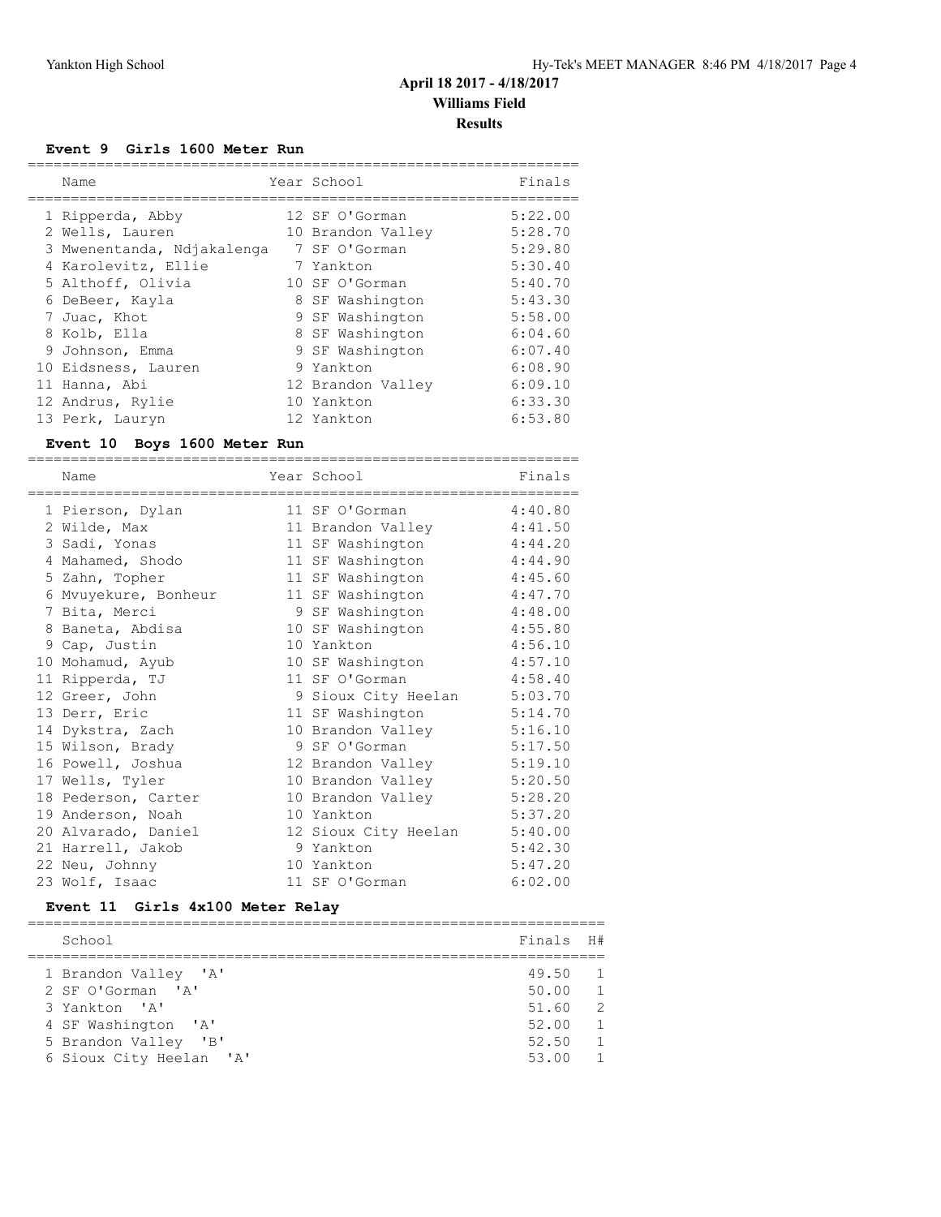## April 18 2017 - 4/18/2017

## Williams Field

## Results

### Event 9 Girls 1600 Meter Run

| | Name | Year | School | Finals |
|---|---|---|---|---|
| 1 | Ripperda, Abby | 12 | SF O'Gorman | 5:22.00 |
| 2 | Wells, Lauren | 10 | Brandon Valley | 5:28.70 |
| 3 | Mwenentanda, Ndjakalenga | 7 | SF O'Gorman | 5:29.80 |
| 4 | Karolevitz, Ellie | 7 | Yankton | 5:30.40 |
| 5 | Althoff, Olivia | 10 | SF O'Gorman | 5:40.70 |
| 6 | DeBeer, Kayla | 8 | SF Washington | 5:43.30 |
| 7 | Juac, Khot | 9 | SF Washington | 5:58.00 |
| 8 | Kolb, Ella | 8 | SF Washington | 6:04.60 |
| 9 | Johnson, Emma | 9 | SF Washington | 6:07.40 |
| 10 | Eidsness, Lauren | 9 | Yankton | 6:08.90 |
| 11 | Hanna, Abi | 12 | Brandon Valley | 6:09.10 |
| 12 | Andrus, Rylie | 10 | Yankton | 6:33.30 |
| 13 | Perk, Lauryn | 12 | Yankton | 6:53.80 |

### Event 10 Boys 1600 Meter Run

| | Name | Year | School | Finals |
|---|---|---|---|---|
| 1 | Pierson, Dylan | 11 | SF O'Gorman | 4:40.80 |
| 2 | Wilde, Max | 11 | Brandon Valley | 4:41.50 |
| 3 | Sadi, Yonas | 11 | SF Washington | 4:44.20 |
| 4 | Mahamed, Shodo | 11 | SF Washington | 4:44.90 |
| 5 | Zahn, Topher | 11 | SF Washington | 4:45.60 |
| 6 | Mvuyekure, Bonheur | 11 | SF Washington | 4:47.70 |
| 7 | Bita, Merci | 9 | SF Washington | 4:48.00 |
| 8 | Baneta, Abdisa | 10 | SF Washington | 4:55.80 |
| 9 | Cap, Justin | 10 | Yankton | 4:56.10 |
| 10 | Mohamud, Ayub | 10 | SF Washington | 4:57.10 |
| 11 | Ripperda, TJ | 11 | SF O'Gorman | 4:58.40 |
| 12 | Greer, John | 9 | Sioux City Heelan | 5:03.70 |
| 13 | Derr, Eric | 11 | SF Washington | 5:14.70 |
| 14 | Dykstra, Zach | 10 | Brandon Valley | 5:16.10 |
| 15 | Wilson, Brady | 9 | SF O'Gorman | 5:17.50 |
| 16 | Powell, Joshua | 12 | Brandon Valley | 5:19.10 |
| 17 | Wells, Tyler | 10 | Brandon Valley | 5:20.50 |
| 18 | Pederson, Carter | 10 | Brandon Valley | 5:28.20 |
| 19 | Anderson, Noah | 10 | Yankton | 5:37.20 |
| 20 | Alvarado, Daniel | 12 | Sioux City Heelan | 5:40.00 |
| 21 | Harrell, Jakob | 9 | Yankton | 5:42.30 |
| 22 | Neu, Johnny | 10 | Yankton | 5:47.20 |
| 23 | Wolf, Isaac | 11 | SF O'Gorman | 6:02.00 |

### Event 11 Girls 4x100 Meter Relay

| | School | Finals | H# |
|---|---|---|---|
| 1 | Brandon Valley 'A' | 49.50 | 1 |
| 2 | SF O'Gorman 'A' | 50.00 | 1 |
| 3 | Yankton 'A' | 51.60 | 2 |
| 4 | SF Washington 'A' | 52.00 | 1 |
| 5 | Brandon Valley 'B' | 52.50 | 1 |
| 6 | Sioux City Heelan 'A' | 53.00 | 1 |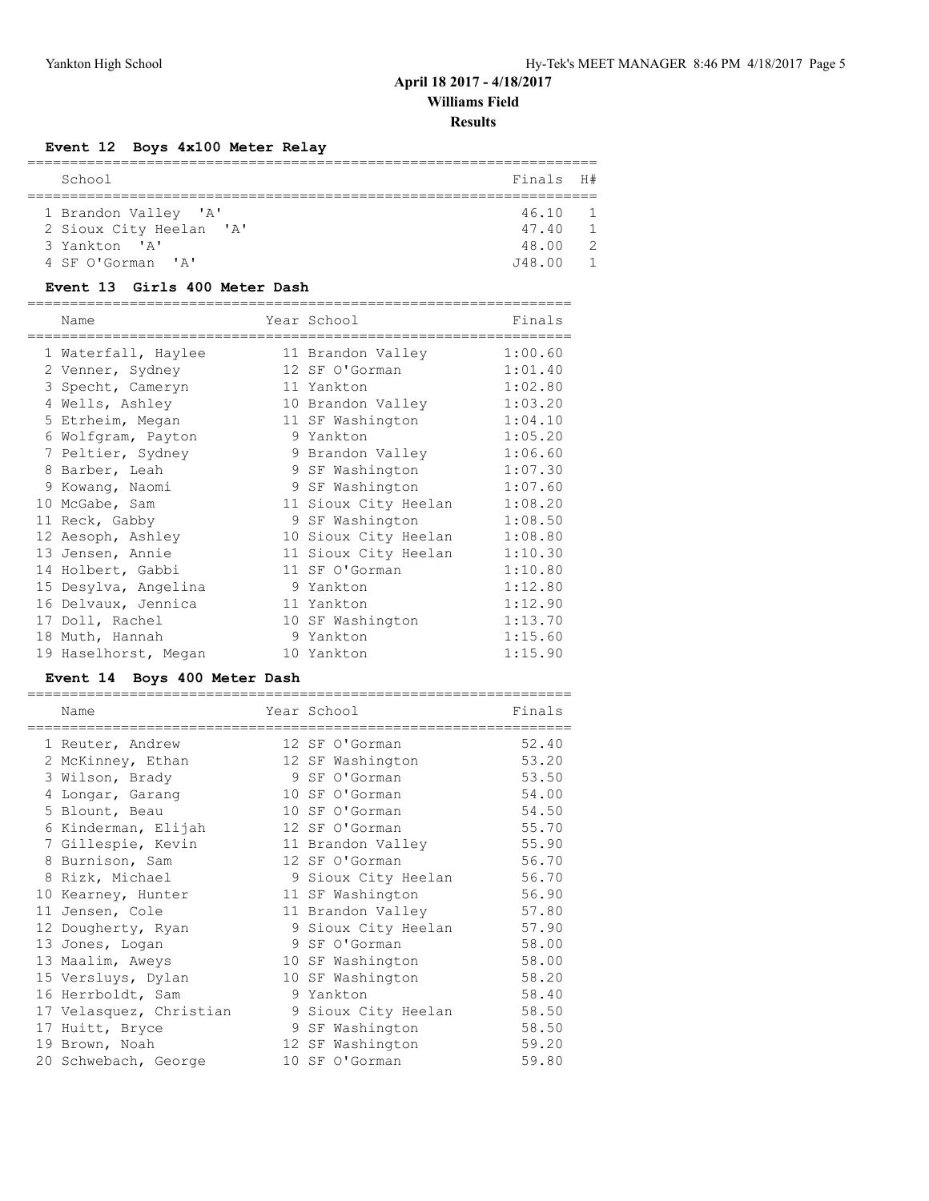**April 18 2017 - 4/18/2017**
**Williams Field**
**Results**

### Event 12 Boys 4x100 Meter Relay

| | School | Finals | H# |
|---|---|---|---|
| 1 | Brandon Valley 'A' | 46.10 | 1 |
| 2 | Sioux City Heelan 'A' | 47.40 | 1 |
| 3 | Yankton 'A' | 48.00 | 2 |
| 4 | SF O'Gorman 'A' | J48.00 | 1 |

### Event 13 Girls 400 Meter Dash

| | Name | Year | School | Finals |
|---|---|---|---|---|
| 1 | Waterfall, Haylee | 11 | Brandon Valley | 1:00.60 |
| 2 | Venner, Sydney | 12 | SF O'Gorman | 1:01.40 |
| 3 | Specht, Cameryn | 11 | Yankton | 1:02.80 |
| 4 | Wells, Ashley | 10 | Brandon Valley | 1:03.20 |
| 5 | Etrheim, Megan | 11 | SF Washington | 1:04.10 |
| 6 | Wolfgram, Payton | 9 | Yankton | 1:05.20 |
| 7 | Peltier, Sydney | 9 | Brandon Valley | 1:06.60 |
| 8 | Barber, Leah | 9 | SF Washington | 1:07.30 |
| 9 | Kowang, Naomi | 9 | SF Washington | 1:07.60 |
| 10 | McGabe, Sam | 11 | Sioux City Heelan | 1:08.20 |
| 11 | Reck, Gabby | 9 | SF Washington | 1:08.50 |
| 12 | Aesoph, Ashley | 10 | Sioux City Heelan | 1:08.80 |
| 13 | Jensen, Annie | 11 | Sioux City Heelan | 1:10.30 |
| 14 | Holbert, Gabbi | 11 | SF O'Gorman | 1:10.80 |
| 15 | Desylva, Angelina | 9 | Yankton | 1:12.80 |
| 16 | Delvaux, Jennica | 11 | Yankton | 1:12.90 |
| 17 | Doll, Rachel | 10 | SF Washington | 1:13.70 |
| 18 | Muth, Hannah | 9 | Yankton | 1:15.60 |
| 19 | Haselhorst, Megan | 10 | Yankton | 1:15.90 |

### Event 14 Boys 400 Meter Dash

| | Name | Year | School | Finals |
|---|---|---|---|---|
| 1 | Reuter, Andrew | 12 | SF O'Gorman | 52.40 |
| 2 | McKinney, Ethan | 12 | SF Washington | 53.20 |
| 3 | Wilson, Brady | 9 | SF O'Gorman | 53.50 |
| 4 | Longar, Garang | 10 | SF O'Gorman | 54.00 |
| 5 | Blount, Beau | 10 | SF O'Gorman | 54.50 |
| 6 | Kinderman, Elijah | 12 | SF O'Gorman | 55.70 |
| 7 | Gillespie, Kevin | 11 | Brandon Valley | 55.90 |
| 8 | Burnison, Sam | 12 | SF O'Gorman | 56.70 |
| 8 | Rizk, Michael | 9 | Sioux City Heelan | 56.70 |
| 10 | Kearney, Hunter | 11 | SF Washington | 56.90 |
| 11 | Jensen, Cole | 11 | Brandon Valley | 57.80 |
| 12 | Dougherty, Ryan | 9 | Sioux City Heelan | 57.90 |
| 13 | Jones, Logan | 9 | SF O'Gorman | 58.00 |
| 13 | Maalim, Aweys | 10 | SF Washington | 58.00 |
| 15 | Versluys, Dylan | 10 | SF Washington | 58.20 |
| 16 | Herrboldt, Sam | 9 | Yankton | 58.40 |
| 17 | Velasquez, Christian | 9 | Sioux City Heelan | 58.50 |
| 17 | Huitt, Bryce | 9 | SF Washington | 58.50 |
| 19 | Brown, Noah | 12 | SF Washington | 59.20 |
| 20 | Schwebach, George | 10 | SF O'Gorman | 59.80 |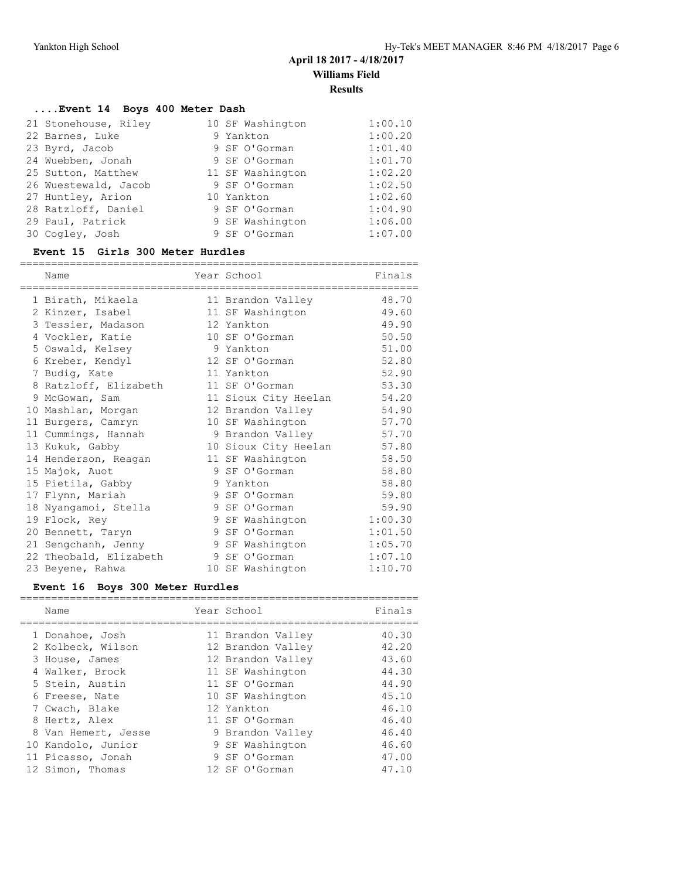## April 18 2017 - 4/18/2017

## Williams Field

## Results

### ....Event 14 Boys 400 Meter Dash

| Place | Name | Year | School | Finals |
|---|---|---|---|---|
| 21 | Stonehouse, Riley | 10 | SF Washington | 1:00.10 |
| 22 | Barnes, Luke | 9 | Yankton | 1:00.20 |
| 23 | Byrd, Jacob | 9 | SF O'Gorman | 1:01.40 |
| 24 | Wuebben, Jonah | 9 | SF O'Gorman | 1:01.70 |
| 25 | Sutton, Matthew | 11 | SF Washington | 1:02.20 |
| 26 | Wuestewald, Jacob | 9 | SF O'Gorman | 1:02.50 |
| 27 | Huntley, Arion | 10 | Yankton | 1:02.60 |
| 28 | Ratzloff, Daniel | 9 | SF O'Gorman | 1:04.90 |
| 29 | Paul, Patrick | 9 | SF Washington | 1:06.00 |
| 30 | Cogley, Josh | 9 | SF O'Gorman | 1:07.00 |

### Event 15 Girls 300 Meter Hurdles

| Place | Name | Year | School | Finals |
|---|---|---|---|---|
| 1 | Birath, Mikaela | 11 | Brandon Valley | 48.70 |
| 2 | Kinzer, Isabel | 11 | SF Washington | 49.60 |
| 3 | Tessier, Madason | 12 | Yankton | 49.90 |
| 4 | Vockler, Katie | 10 | SF O'Gorman | 50.50 |
| 5 | Oswald, Kelsey | 9 | Yankton | 51.00 |
| 6 | Kreber, Kendyl | 12 | SF O'Gorman | 52.80 |
| 7 | Budig, Kate | 11 | Yankton | 52.90 |
| 8 | Ratzloff, Elizabeth | 11 | SF O'Gorman | 53.30 |
| 9 | McGowan, Sam | 11 | Sioux City Heelan | 54.20 |
| 10 | Mashlan, Morgan | 12 | Brandon Valley | 54.90 |
| 11 | Burgers, Camryn | 10 | SF Washington | 57.70 |
| 11 | Cummings, Hannah | 9 | Brandon Valley | 57.70 |
| 13 | Kukuk, Gabby | 10 | Sioux City Heelan | 57.80 |
| 14 | Henderson, Reagan | 11 | SF Washington | 58.50 |
| 15 | Majok, Auot | 9 | SF O'Gorman | 58.80 |
| 15 | Pietila, Gabby | 9 | Yankton | 58.80 |
| 17 | Flynn, Mariah | 9 | SF O'Gorman | 59.80 |
| 18 | Nyangamoi, Stella | 9 | SF O'Gorman | 59.90 |
| 19 | Flock, Rey | 9 | SF Washington | 1:00.30 |
| 20 | Bennett, Taryn | 9 | SF O'Gorman | 1:01.50 |
| 21 | Sengchanh, Jenny | 9 | SF Washington | 1:05.70 |
| 22 | Theobald, Elizabeth | 9 | SF O'Gorman | 1:07.10 |
| 23 | Beyene, Rahwa | 10 | SF Washington | 1:10.70 |

### Event 16 Boys 300 Meter Hurdles

| Place | Name | Year | School | Finals |
|---|---|---|---|---|
| 1 | Donahoe, Josh | 11 | Brandon Valley | 40.30 |
| 2 | Kolbeck, Wilson | 12 | Brandon Valley | 42.20 |
| 3 | House, James | 12 | Brandon Valley | 43.60 |
| 4 | Walker, Brock | 11 | SF Washington | 44.30 |
| 5 | Stein, Austin | 11 | SF O'Gorman | 44.90 |
| 6 | Freese, Nate | 10 | SF Washington | 45.10 |
| 7 | Cwach, Blake | 12 | Yankton | 46.10 |
| 8 | Hertz, Alex | 11 | SF O'Gorman | 46.40 |
| 8 | Van Hemert, Jesse | 9 | Brandon Valley | 46.40 |
| 10 | Kandolo, Junior | 9 | SF Washington | 46.60 |
| 11 | Picasso, Jonah | 9 | SF O'Gorman | 47.00 |
| 12 | Simon, Thomas | 12 | SF O'Gorman | 47.10 |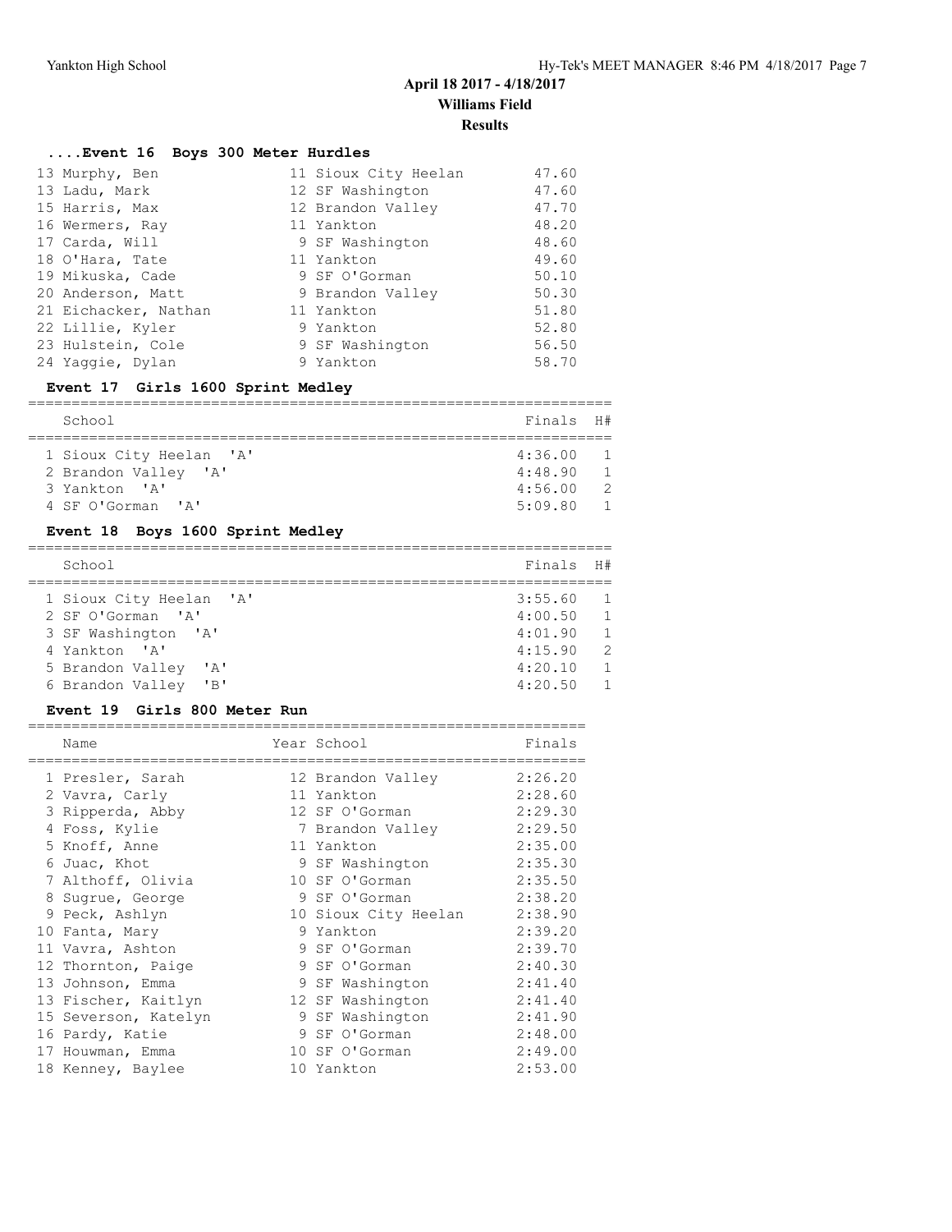## April 18 2017 - 4/18/2017

## Williams Field

## Results

### ....Event 16 Boys 300 Meter Hurdles

| Place | Name | Year | School | Finals |
|---|---|---|---|---|
| 13 | Murphy, Ben | 11 | Sioux City Heelan | 47.60 |
| 13 | Ladu, Mark | 12 | SF Washington | 47.60 |
| 15 | Harris, Max | 12 | Brandon Valley | 47.70 |
| 16 | Wermers, Ray | 11 | Yankton | 48.20 |
| 17 | Carda, Will | 9 | SF Washington | 48.60 |
| 18 | O'Hara, Tate | 11 | Yankton | 49.60 |
| 19 | Mikuska, Cade | 9 | SF O'Gorman | 50.10 |
| 20 | Anderson, Matt | 9 | Brandon Valley | 50.30 |
| 21 | Eichacker, Nathan | 11 | Yankton | 51.80 |
| 22 | Lillie, Kyler | 9 | Yankton | 52.80 |
| 23 | Hulstein, Cole | 9 | SF Washington | 56.50 |
| 24 | Yaggie, Dylan | 9 | Yankton | 58.70 |

### Event 17 Girls 1600 Sprint Medley

| Place | School | Finals | H# |
|---|---|---|---|
| 1 | Sioux City Heelan 'A' | 4:36.00 | 1 |
| 2 | Brandon Valley 'A' | 4:48.90 | 1 |
| 3 | Yankton 'A' | 4:56.00 | 2 |
| 4 | SF O'Gorman 'A' | 5:09.80 | 1 |

### Event 18 Boys 1600 Sprint Medley

| Place | School | Finals | H# |
|---|---|---|---|
| 1 | Sioux City Heelan 'A' | 3:55.60 | 1 |
| 2 | SF O'Gorman 'A' | 4:00.50 | 1 |
| 3 | SF Washington 'A' | 4:01.90 | 1 |
| 4 | Yankton 'A' | 4:15.90 | 2 |
| 5 | Brandon Valley 'A' | 4:20.10 | 1 |
| 6 | Brandon Valley 'B' | 4:20.50 | 1 |

### Event 19 Girls 800 Meter Run

| Place | Name | Year | School | Finals |
|---|---|---|---|---|
| 1 | Presler, Sarah | 12 | Brandon Valley | 2:26.20 |
| 2 | Vavra, Carly | 11 | Yankton | 2:28.60 |
| 3 | Ripperda, Abby | 12 | SF O'Gorman | 2:29.30 |
| 4 | Foss, Kylie | 7 | Brandon Valley | 2:29.50 |
| 5 | Knoff, Anne | 11 | Yankton | 2:35.00 |
| 6 | Juac, Khot | 9 | SF Washington | 2:35.30 |
| 7 | Althoff, Olivia | 10 | SF O'Gorman | 2:35.50 |
| 8 | Sugrue, George | 9 | SF O'Gorman | 2:38.20 |
| 9 | Peck, Ashlyn | 10 | Sioux City Heelan | 2:38.90 |
| 10 | Fanta, Mary | 9 | Yankton | 2:39.20 |
| 11 | Vavra, Ashton | 9 | SF O'Gorman | 2:39.70 |
| 12 | Thornton, Paige | 9 | SF O'Gorman | 2:40.30 |
| 13 | Johnson, Emma | 9 | SF Washington | 2:41.40 |
| 13 | Fischer, Kaitlyn | 12 | SF Washington | 2:41.40 |
| 15 | Severson, Katelyn | 9 | SF Washington | 2:41.90 |
| 16 | Pardy, Katie | 9 | SF O'Gorman | 2:48.00 |
| 17 | Houwman, Emma | 10 | SF O'Gorman | 2:49.00 |
| 18 | Kenney, Baylee | 10 | Yankton | 2:53.00 |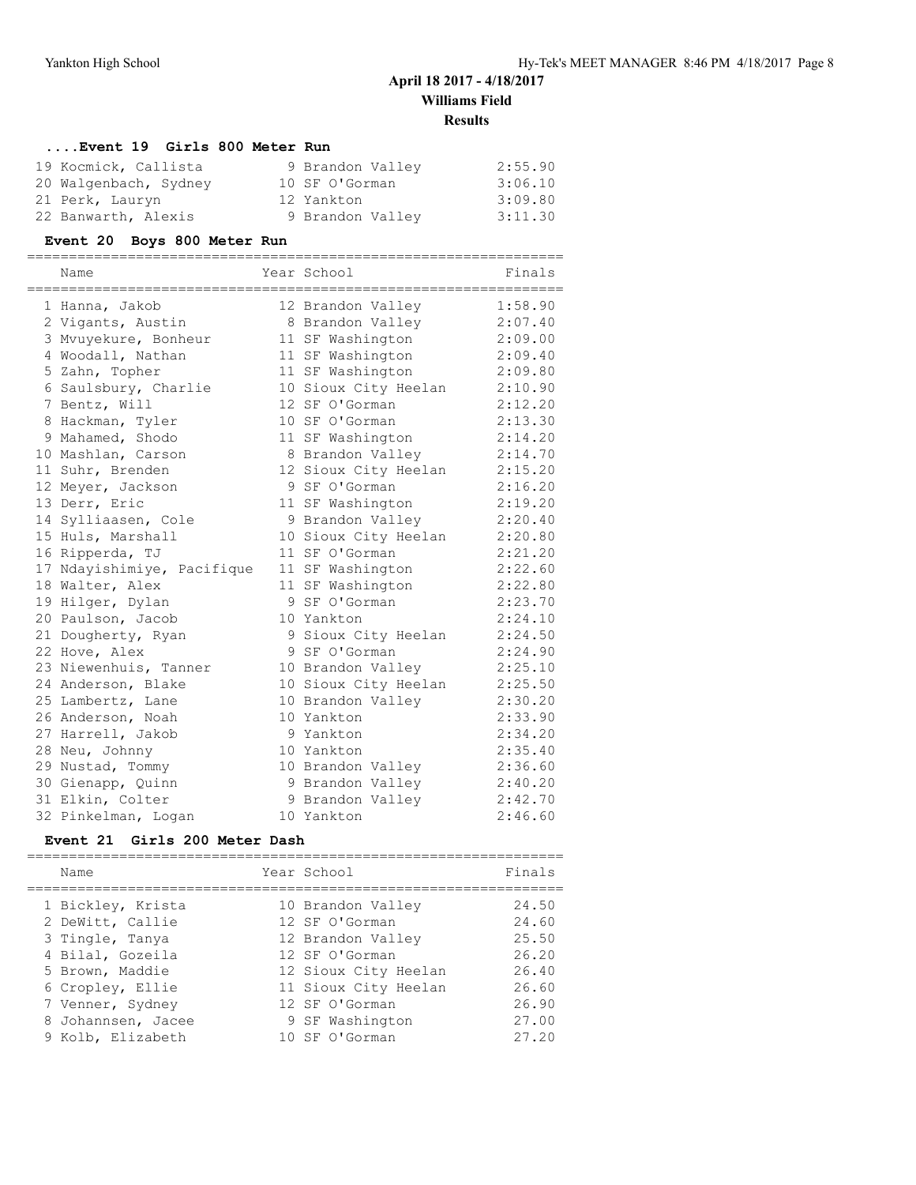## April 18 2017 - 4/18/2017

**Williams Field**

**Results**

### ....Event 19 Girls 800 Meter Run

| | Name | Year | School | Finals |
|---|---|---|---|---|
| 19 | Kocmick, Callista | 9 | Brandon Valley | 2:55.90 |
| 20 | Walgenbach, Sydney | 10 | SF O'Gorman | 3:06.10 |
| 21 | Perk, Lauryn | 12 | Yankton | 3:09.80 |
| 22 | Banwarth, Alexis | 9 | Brandon Valley | 3:11.30 |

### Event 20 Boys 800 Meter Run

| | Name | Year | School | Finals |
|---|---|---|---|---|
| 1 | Hanna, Jakob | 12 | Brandon Valley | 1:58.90 |
| 2 | Vigants, Austin | 8 | Brandon Valley | 2:07.40 |
| 3 | Mvuyekure, Bonheur | 11 | SF Washington | 2:09.00 |
| 4 | Woodall, Nathan | 11 | SF Washington | 2:09.40 |
| 5 | Zahn, Topher | 11 | SF Washington | 2:09.80 |
| 6 | Saulsbury, Charlie | 10 | Sioux City Heelan | 2:10.90 |
| 7 | Bentz, Will | 12 | SF O'Gorman | 2:12.20 |
| 8 | Hackman, Tyler | 10 | SF O'Gorman | 2:13.30 |
| 9 | Mahamed, Shodo | 11 | SF Washington | 2:14.20 |
| 10 | Mashlan, Carson | 8 | Brandon Valley | 2:14.70 |
| 11 | Suhr, Brenden | 12 | Sioux City Heelan | 2:15.20 |
| 12 | Meyer, Jackson | 9 | SF O'Gorman | 2:16.20 |
| 13 | Derr, Eric | 11 | SF Washington | 2:19.20 |
| 14 | Sylliaasen, Cole | 9 | Brandon Valley | 2:20.40 |
| 15 | Huls, Marshall | 10 | Sioux City Heelan | 2:20.80 |
| 16 | Ripperda, TJ | 11 | SF O'Gorman | 2:21.20 |
| 17 | Ndayishimiye, Pacifique | 11 | SF Washington | 2:22.60 |
| 18 | Walter, Alex | 11 | SF Washington | 2:22.80 |
| 19 | Hilger, Dylan | 9 | SF O'Gorman | 2:23.70 |
| 20 | Paulson, Jacob | 10 | Yankton | 2:24.10 |
| 21 | Dougherty, Ryan | 9 | Sioux City Heelan | 2:24.50 |
| 22 | Hove, Alex | 9 | SF O'Gorman | 2:24.90 |
| 23 | Niewenhuis, Tanner | 10 | Brandon Valley | 2:25.10 |
| 24 | Anderson, Blake | 10 | Sioux City Heelan | 2:25.50 |
| 25 | Lambertz, Lane | 10 | Brandon Valley | 2:30.20 |
| 26 | Anderson, Noah | 10 | Yankton | 2:33.90 |
| 27 | Harrell, Jakob | 9 | Yankton | 2:34.20 |
| 28 | Neu, Johnny | 10 | Yankton | 2:35.40 |
| 29 | Nustad, Tommy | 10 | Brandon Valley | 2:36.60 |
| 30 | Gienapp, Quinn | 9 | Brandon Valley | 2:40.20 |
| 31 | Elkin, Colter | 9 | Brandon Valley | 2:42.70 |
| 32 | Pinkelman, Logan | 10 | Yankton | 2:46.60 |

### Event 21 Girls 200 Meter Dash

| | Name | Year | School | Finals |
|---|---|---|---|---|
| 1 | Bickley, Krista | 10 | Brandon Valley | 24.50 |
| 2 | DeWitt, Callie | 12 | SF O'Gorman | 24.60 |
| 3 | Tingle, Tanya | 12 | Brandon Valley | 25.50 |
| 4 | Bilal, Gozeila | 12 | SF O'Gorman | 26.20 |
| 5 | Brown, Maddie | 12 | Sioux City Heelan | 26.40 |
| 6 | Cropley, Ellie | 11 | Sioux City Heelan | 26.60 |
| 7 | Venner, Sydney | 12 | SF O'Gorman | 26.90 |
| 8 | Johannsen, Jacee | 9 | SF Washington | 27.00 |
| 9 | Kolb, Elizabeth | 10 | SF O'Gorman | 27.20 |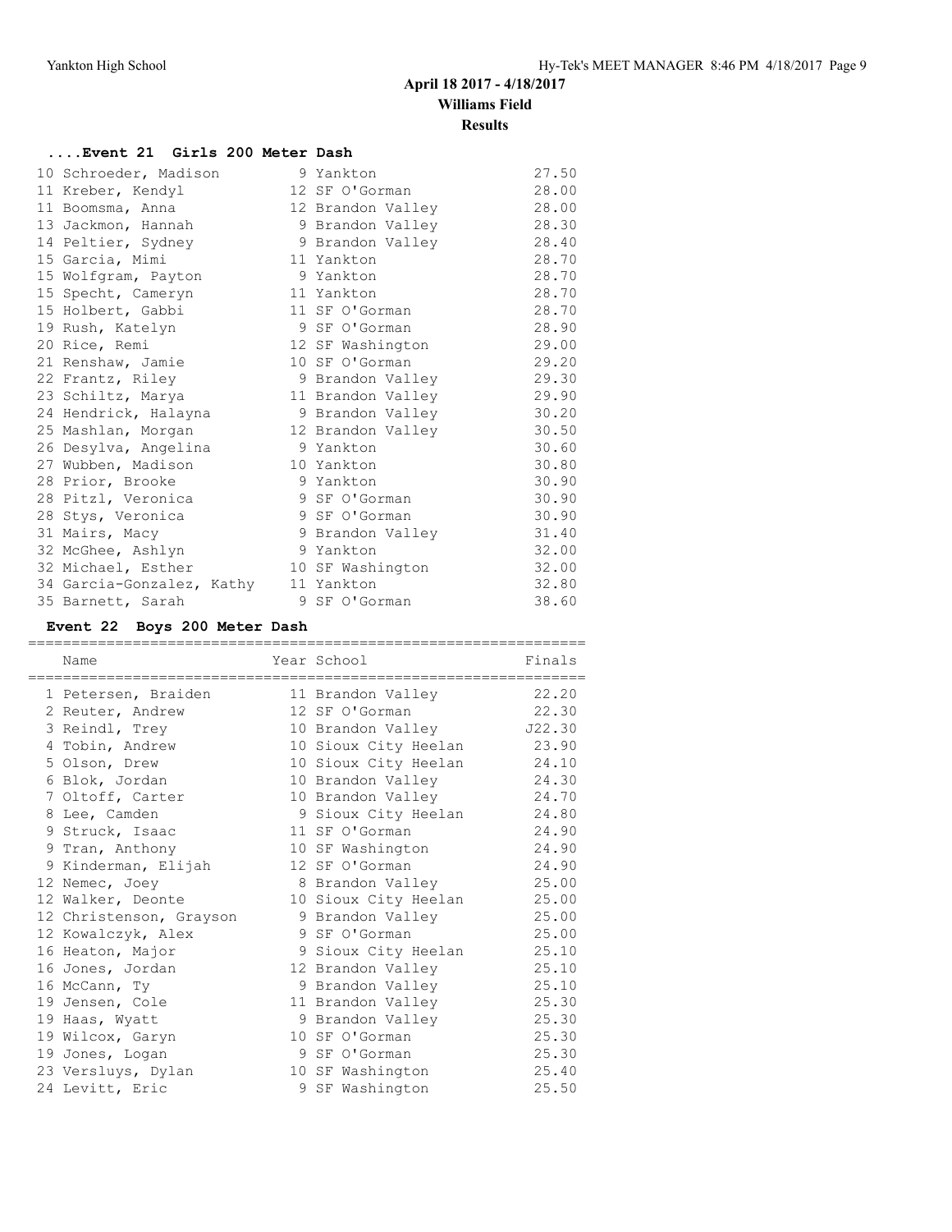## April 18 2017 - 4/18/2017
## Williams Field
## Results

### ....Event 21 Girls 200 Meter Dash

| Place | Name | Year | School | Finals |
|---|---|---|---|---|
| 10 | Schroeder, Madison | 9 | Yankton | 27.50 |
| 11 | Kreber, Kendyl | 12 | SF O'Gorman | 28.00 |
| 11 | Boomsma, Anna | 12 | Brandon Valley | 28.00 |
| 13 | Jackmon, Hannah | 9 | Brandon Valley | 28.30 |
| 14 | Peltier, Sydney | 9 | Brandon Valley | 28.40 |
| 15 | Garcia, Mimi | 11 | Yankton | 28.70 |
| 15 | Wolfgram, Payton | 9 | Yankton | 28.70 |
| 15 | Specht, Cameryn | 11 | Yankton | 28.70 |
| 15 | Holbert, Gabbi | 11 | SF O'Gorman | 28.70 |
| 19 | Rush, Katelyn | 9 | SF O'Gorman | 28.90 |
| 20 | Rice, Remi | 12 | SF Washington | 29.00 |
| 21 | Renshaw, Jamie | 10 | SF O'Gorman | 29.20 |
| 22 | Frantz, Riley | 9 | Brandon Valley | 29.30 |
| 23 | Schiltz, Marya | 11 | Brandon Valley | 29.90 |
| 24 | Hendrick, Halayna | 9 | Brandon Valley | 30.20 |
| 25 | Mashlan, Morgan | 12 | Brandon Valley | 30.50 |
| 26 | Desylva, Angelina | 9 | Yankton | 30.60 |
| 27 | Wubben, Madison | 10 | Yankton | 30.80 |
| 28 | Prior, Brooke | 9 | Yankton | 30.90 |
| 28 | Pitzl, Veronica | 9 | SF O'Gorman | 30.90 |
| 28 | Stys, Veronica | 9 | SF O'Gorman | 30.90 |
| 31 | Mairs, Macy | 9 | Brandon Valley | 31.40 |
| 32 | McGhee, Ashlyn | 9 | Yankton | 32.00 |
| 32 | Michael, Esther | 10 | SF Washington | 32.00 |
| 34 | Garcia-Gonzalez, Kathy | 11 | Yankton | 32.80 |
| 35 | Barnett, Sarah | 9 | SF O'Gorman | 38.60 |

### Event 22 Boys 200 Meter Dash

| Place | Name | Year | School | Finals |
|---|---|---|---|---|
| 1 | Petersen, Braiden | 11 | Brandon Valley | 22.20 |
| 2 | Reuter, Andrew | 12 | SF O'Gorman | 22.30 |
| 3 | Reindl, Trey | 10 | Brandon Valley | J22.30 |
| 4 | Tobin, Andrew | 10 | Sioux City Heelan | 23.90 |
| 5 | Olson, Drew | 10 | Sioux City Heelan | 24.10 |
| 6 | Blok, Jordan | 10 | Brandon Valley | 24.30 |
| 7 | Oltoff, Carter | 10 | Brandon Valley | 24.70 |
| 8 | Lee, Camden | 9 | Sioux City Heelan | 24.80 |
| 9 | Struck, Isaac | 11 | SF O'Gorman | 24.90 |
| 9 | Tran, Anthony | 10 | SF Washington | 24.90 |
| 9 | Kinderman, Elijah | 12 | SF O'Gorman | 24.90 |
| 12 | Nemec, Joey | 8 | Brandon Valley | 25.00 |
| 12 | Walker, Deonte | 10 | Sioux City Heelan | 25.00 |
| 12 | Christenson, Grayson | 9 | Brandon Valley | 25.00 |
| 12 | Kowalczyk, Alex | 9 | SF O'Gorman | 25.00 |
| 16 | Heaton, Major | 9 | Sioux City Heelan | 25.10 |
| 16 | Jones, Jordan | 12 | Brandon Valley | 25.10 |
| 16 | McCann, Ty | 9 | Brandon Valley | 25.10 |
| 19 | Jensen, Cole | 11 | Brandon Valley | 25.30 |
| 19 | Haas, Wyatt | 9 | Brandon Valley | 25.30 |
| 19 | Wilcox, Garyn | 10 | SF O'Gorman | 25.30 |
| 19 | Jones, Logan | 9 | SF O'Gorman | 25.30 |
| 23 | Versluys, Dylan | 10 | SF Washington | 25.40 |
| 24 | Levitt, Eric | 9 | SF Washington | 25.50 |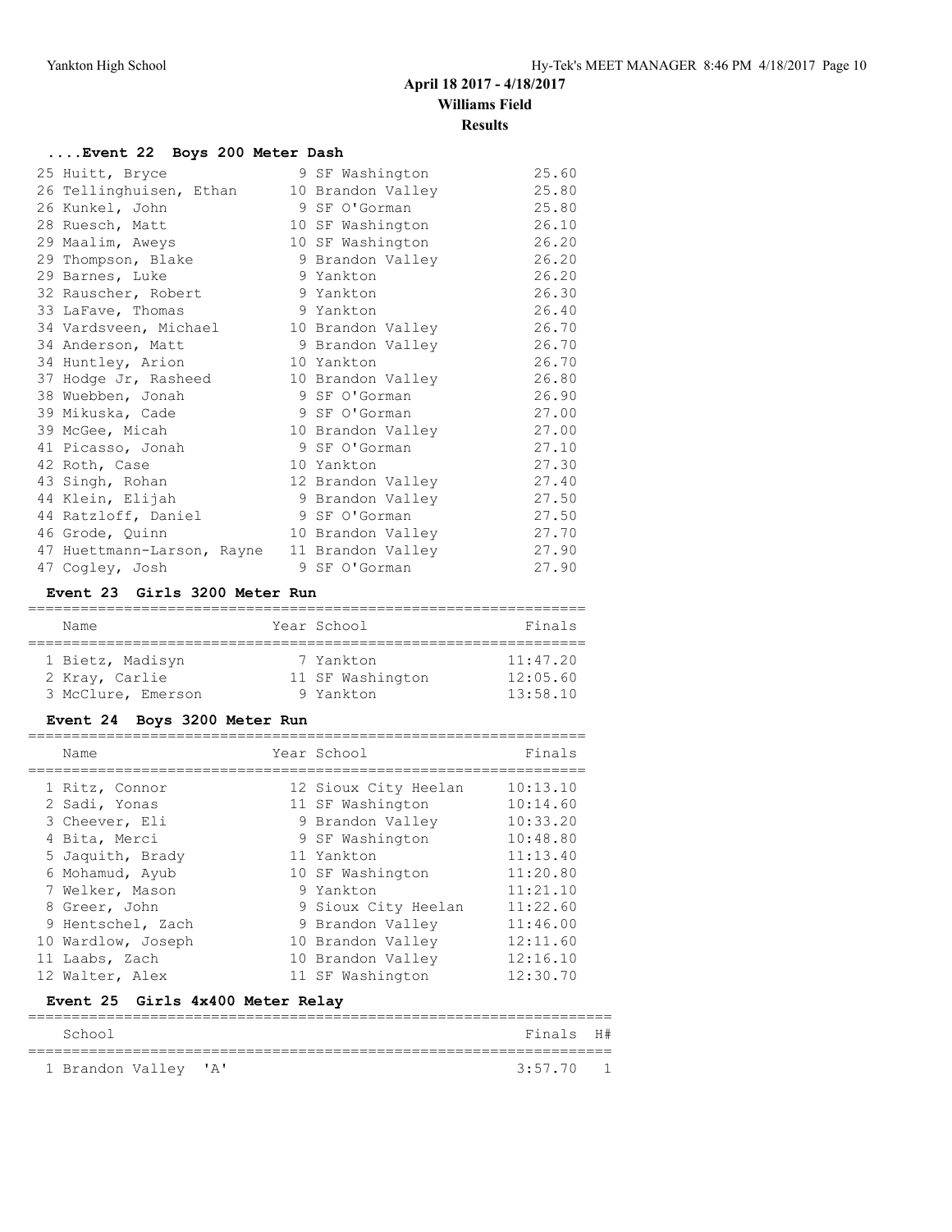## April 18 2017 - 4/18/2017
## Williams Field
## Results

### ....Event 22 Boys 200 Meter Dash

| Place | Name | Year | School | Finals |
|---|---|---|---|---|
| 25 | Huitt, Bryce | 9 | SF Washington | 25.60 |
| 26 | Tellinghuisen, Ethan | 10 | Brandon Valley | 25.80 |
| 26 | Kunkel, John | 9 | SF O'Gorman | 25.80 |
| 28 | Ruesch, Matt | 10 | SF Washington | 26.10 |
| 29 | Maalim, Aweys | 10 | SF Washington | 26.20 |
| 29 | Thompson, Blake | 9 | Brandon Valley | 26.20 |
| 29 | Barnes, Luke | 9 | Yankton | 26.20 |
| 32 | Rauscher, Robert | 9 | Yankton | 26.30 |
| 33 | LaFave, Thomas | 9 | Yankton | 26.40 |
| 34 | Vardsveen, Michael | 10 | Brandon Valley | 26.70 |
| 34 | Anderson, Matt | 9 | Brandon Valley | 26.70 |
| 34 | Huntley, Arion | 10 | Yankton | 26.70 |
| 37 | Hodge Jr, Rasheed | 10 | Brandon Valley | 26.80 |
| 38 | Wuebben, Jonah | 9 | SF O'Gorman | 26.90 |
| 39 | Mikuska, Cade | 9 | SF O'Gorman | 27.00 |
| 39 | McGee, Micah | 10 | Brandon Valley | 27.00 |
| 41 | Picasso, Jonah | 9 | SF O'Gorman | 27.10 |
| 42 | Roth, Case | 10 | Yankton | 27.30 |
| 43 | Singh, Rohan | 12 | Brandon Valley | 27.40 |
| 44 | Klein, Elijah | 9 | Brandon Valley | 27.50 |
| 44 | Ratzloff, Daniel | 9 | SF O'Gorman | 27.50 |
| 46 | Grode, Quinn | 10 | Brandon Valley | 27.70 |
| 47 | Huettmann-Larson, Rayne | 11 | Brandon Valley | 27.90 |
| 47 | Cogley, Josh | 9 | SF O'Gorman | 27.90 |

### Event 23 Girls 3200 Meter Run

| Place | Name | Year | School | Finals |
|---|---|---|---|---|
| 1 | Bietz, Madisyn | 7 | Yankton | 11:47.20 |
| 2 | Kray, Carlie | 11 | SF Washington | 12:05.60 |
| 3 | McClure, Emerson | 9 | Yankton | 13:58.10 |

### Event 24 Boys 3200 Meter Run

| Place | Name | Year | School | Finals |
|---|---|---|---|---|
| 1 | Ritz, Connor | 12 | Sioux City Heelan | 10:13.10 |
| 2 | Sadi, Yonas | 11 | SF Washington | 10:14.60 |
| 3 | Cheever, Eli | 9 | Brandon Valley | 10:33.20 |
| 4 | Bita, Merci | 9 | SF Washington | 10:48.80 |
| 5 | Jaquith, Brady | 11 | Yankton | 11:13.40 |
| 6 | Mohamud, Ayub | 10 | SF Washington | 11:20.80 |
| 7 | Welker, Mason | 9 | Yankton | 11:21.10 |
| 8 | Greer, John | 9 | Sioux City Heelan | 11:22.60 |
| 9 | Hentschel, Zach | 9 | Brandon Valley | 11:46.00 |
| 10 | Wardlow, Joseph | 10 | Brandon Valley | 12:11.60 |
| 11 | Laabs, Zach | 10 | Brandon Valley | 12:16.10 |
| 12 | Walter, Alex | 11 | SF Washington | 12:30.70 |

### Event 25 Girls 4x400 Meter Relay

| Place | School | Finals | H# |
|---|---|---|---|
| 1 | Brandon Valley 'A' | 3:57.70 | 1 |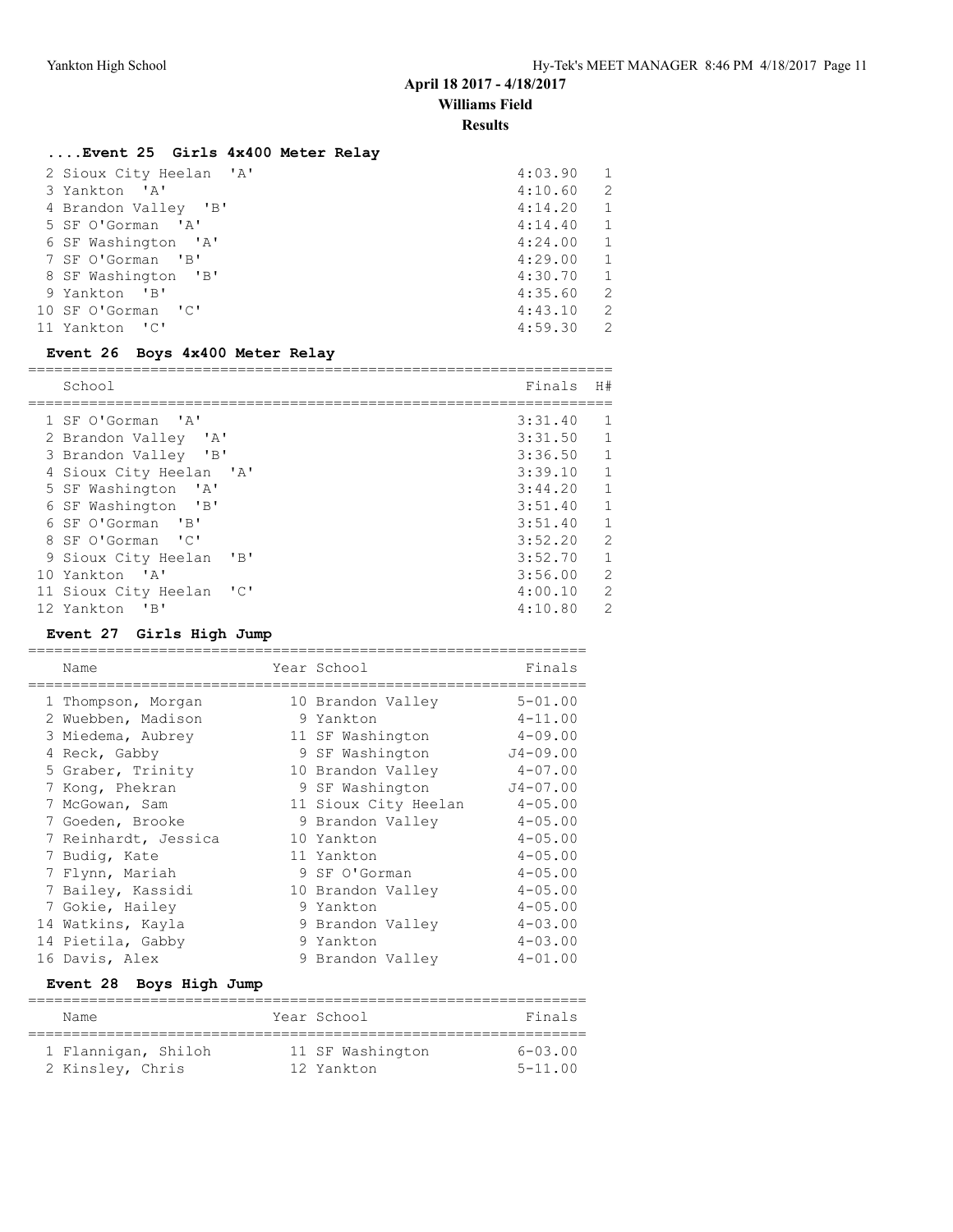## April 18 2017 - 4/18/2017

## Williams Field

## Results

### ....Event 25 Girls 4x400 Meter Relay

| | School | Finals | H# |
|---|---|---|---|
| 2 | Sioux City Heelan 'A' | 4:03.90 | 1 |
| 3 | Yankton 'A' | 4:10.60 | 2 |
| 4 | Brandon Valley 'B' | 4:14.20 | 1 |
| 5 | SF O'Gorman 'A' | 4:14.40 | 1 |
| 6 | SF Washington 'A' | 4:24.00 | 1 |
| 7 | SF O'Gorman 'B' | 4:29.00 | 1 |
| 8 | SF Washington 'B' | 4:30.70 | 1 |
| 9 | Yankton 'B' | 4:35.60 | 2 |
| 10 | SF O'Gorman 'C' | 4:43.10 | 2 |
| 11 | Yankton 'C' | 4:59.30 | 2 |

### Event 26 Boys 4x400 Meter Relay

| | School | Finals | H# |
|---|---|---|---|
| 1 | SF O'Gorman 'A' | 3:31.40 | 1 |
| 2 | Brandon Valley 'A' | 3:31.50 | 1 |
| 3 | Brandon Valley 'B' | 3:36.50 | 1 |
| 4 | Sioux City Heelan 'A' | 3:39.10 | 1 |
| 5 | SF Washington 'A' | 3:44.20 | 1 |
| 6 | SF Washington 'B' | 3:51.40 | 1 |
| 6 | SF O'Gorman 'B' | 3:51.40 | 1 |
| 8 | SF O'Gorman 'C' | 3:52.20 | 2 |
| 9 | Sioux City Heelan 'B' | 3:52.70 | 1 |
| 10 | Yankton 'A' | 3:56.00 | 2 |
| 11 | Sioux City Heelan 'C' | 4:00.10 | 2 |
| 12 | Yankton 'B' | 4:10.80 | 2 |

### Event 27 Girls High Jump

| | Name | Year | School | Finals |
|---|---|---|---|---|
| 1 | Thompson, Morgan | 10 | Brandon Valley | 5-01.00 |
| 2 | Wuebben, Madison | 9 | Yankton | 4-11.00 |
| 3 | Miedema, Aubrey | 11 | SF Washington | 4-09.00 |
| 4 | Reck, Gabby | 9 | SF Washington | J4-09.00 |
| 5 | Graber, Trinity | 10 | Brandon Valley | 4-07.00 |
| 7 | Kong, Phekran | 9 | SF Washington | J4-07.00 |
| 7 | McGowan, Sam | 11 | Sioux City Heelan | 4-05.00 |
| 7 | Goeden, Brooke | 9 | Brandon Valley | 4-05.00 |
| 7 | Reinhardt, Jessica | 10 | Yankton | 4-05.00 |
| 7 | Budig, Kate | 11 | Yankton | 4-05.00 |
| 7 | Flynn, Mariah | 9 | SF O'Gorman | 4-05.00 |
| 7 | Bailey, Kassidi | 10 | Brandon Valley | 4-05.00 |
| 7 | Gokie, Hailey | 9 | Yankton | 4-05.00 |
| 14 | Watkins, Kayla | 9 | Brandon Valley | 4-03.00 |
| 14 | Pietila, Gabby | 9 | Yankton | 4-03.00 |
| 16 | Davis, Alex | 9 | Brandon Valley | 4-01.00 |

### Event 28 Boys High Jump

| | Name | Year | School | Finals |
|---|---|---|---|---|
| 1 | Flannigan, Shiloh | 11 | SF Washington | 6-03.00 |
| 2 | Kinsley, Chris | 12 | Yankton | 5-11.00 |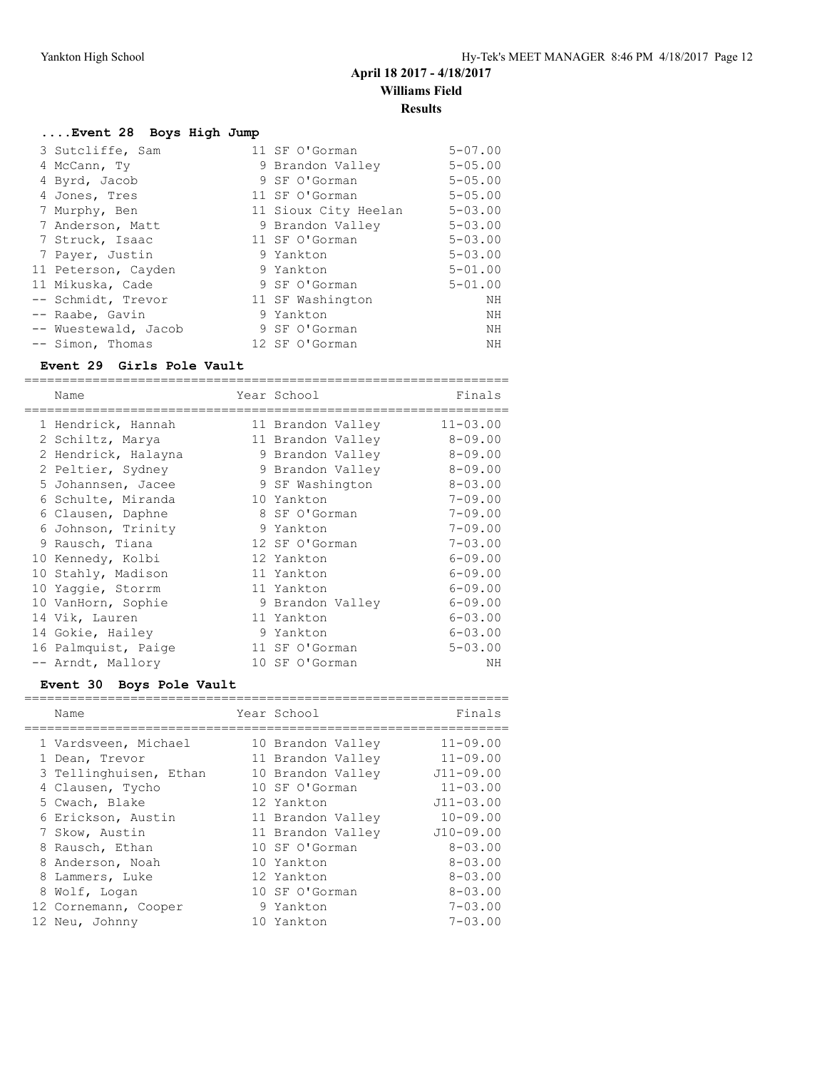**April 18 2017 - 4/18/2017**
**Williams Field**
**Results**

### ....Event 28 Boys High Jump

| Place | Name | Year | School | Finals |
|---|---|---|---|---|
| 3 | Sutcliffe, Sam | 11 | SF O'Gorman | 5-07.00 |
| 4 | McCann, Ty | 9 | Brandon Valley | 5-05.00 |
| 4 | Byrd, Jacob | 9 | SF O'Gorman | 5-05.00 |
| 4 | Jones, Tres | 11 | SF O'Gorman | 5-05.00 |
| 7 | Murphy, Ben | 11 | Sioux City Heelan | 5-03.00 |
| 7 | Anderson, Matt | 9 | Brandon Valley | 5-03.00 |
| 7 | Struck, Isaac | 11 | SF O'Gorman | 5-03.00 |
| 7 | Payer, Justin | 9 | Yankton | 5-03.00 |
| 11 | Peterson, Cayden | 9 | Yankton | 5-01.00 |
| 11 | Mikuska, Cade | 9 | SF O'Gorman | 5-01.00 |
| -- | Schmidt, Trevor | 11 | SF Washington | NH |
| -- | Raabe, Gavin | 9 | Yankton | NH |
| -- | Wuestewald, Jacob | 9 | SF O'Gorman | NH |
| -- | Simon, Thomas | 12 | SF O'Gorman | NH |

### Event 29 Girls Pole Vault

| Place | Name | Year | School | Finals |
|---|---|---|---|---|
| 1 | Hendrick, Hannah | 11 | Brandon Valley | 11-03.00 |
| 2 | Schiltz, Marya | 11 | Brandon Valley | 8-09.00 |
| 2 | Hendrick, Halayna | 9 | Brandon Valley | 8-09.00 |
| 2 | Peltier, Sydney | 9 | Brandon Valley | 8-09.00 |
| 5 | Johannsen, Jacee | 9 | SF Washington | 8-03.00 |
| 6 | Schulte, Miranda | 10 | Yankton | 7-09.00 |
| 6 | Clausen, Daphne | 8 | SF O'Gorman | 7-09.00 |
| 6 | Johnson, Trinity | 9 | Yankton | 7-09.00 |
| 9 | Rausch, Tiana | 12 | SF O'Gorman | 7-03.00 |
| 10 | Kennedy, Kolbi | 12 | Yankton | 6-09.00 |
| 10 | Stahly, Madison | 11 | Yankton | 6-09.00 |
| 10 | Yaggie, Storrm | 11 | Yankton | 6-09.00 |
| 10 | VanHorn, Sophie | 9 | Brandon Valley | 6-09.00 |
| 14 | Vik, Lauren | 11 | Yankton | 6-03.00 |
| 14 | Gokie, Hailey | 9 | Yankton | 6-03.00 |
| 16 | Palmquist, Paige | 11 | SF O'Gorman | 5-03.00 |
| -- | Arndt, Mallory | 10 | SF O'Gorman | NH |

### Event 30 Boys Pole Vault

| Place | Name | Year | School | Finals |
|---|---|---|---|---|
| 1 | Vardsveen, Michael | 10 | Brandon Valley | 11-09.00 |
| 1 | Dean, Trevor | 11 | Brandon Valley | 11-09.00 |
| 3 | Tellinghuisen, Ethan | 10 | Brandon Valley | J11-09.00 |
| 4 | Clausen, Tycho | 10 | SF O'Gorman | 11-03.00 |
| 5 | Cwach, Blake | 12 | Yankton | J11-03.00 |
| 6 | Erickson, Austin | 11 | Brandon Valley | 10-09.00 |
| 7 | Skow, Austin | 11 | Brandon Valley | J10-09.00 |
| 8 | Rausch, Ethan | 10 | SF O'Gorman | 8-03.00 |
| 8 | Anderson, Noah | 10 | Yankton | 8-03.00 |
| 8 | Lammers, Luke | 12 | Yankton | 8-03.00 |
| 8 | Wolf, Logan | 10 | SF O'Gorman | 8-03.00 |
| 12 | Cornemann, Cooper | 9 | Yankton | 7-03.00 |
| 12 | Neu, Johnny | 10 | Yankton | 7-03.00 |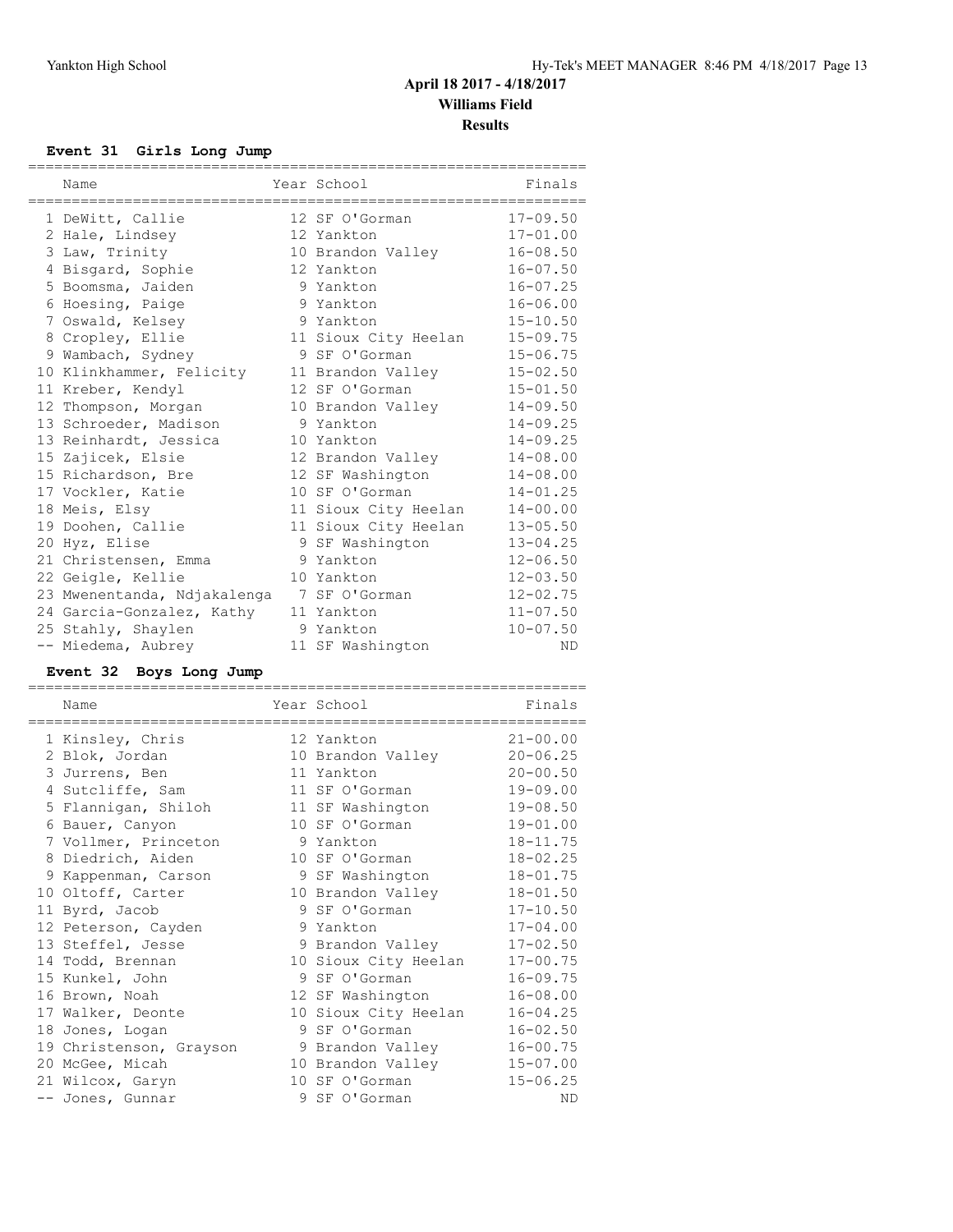**April 18 2017 - 4/18/2017**
**Williams Field**
**Results**

### Event 31 Girls Long Jump

| Place | Name | Year | School | Finals |
|---|---|---|---|---|
| 1 | DeWitt, Callie | 12 | SF O'Gorman | 17-09.50 |
| 2 | Hale, Lindsey | 12 | Yankton | 17-01.00 |
| 3 | Law, Trinity | 10 | Brandon Valley | 16-08.50 |
| 4 | Bisgard, Sophie | 12 | Yankton | 16-07.50 |
| 5 | Boomsma, Jaiden | 9 | Yankton | 16-07.25 |
| 6 | Hoesing, Paige | 9 | Yankton | 16-06.00 |
| 7 | Oswald, Kelsey | 9 | Yankton | 15-10.50 |
| 8 | Cropley, Ellie | 11 | Sioux City Heelan | 15-09.75 |
| 9 | Wambach, Sydney | 9 | SF O'Gorman | 15-06.75 |
| 10 | Klinkhammer, Felicity | 11 | Brandon Valley | 15-02.50 |
| 11 | Kreber, Kendyl | 12 | SF O'Gorman | 15-01.50 |
| 12 | Thompson, Morgan | 10 | Brandon Valley | 14-09.50 |
| 13 | Schroeder, Madison | 9 | Yankton | 14-09.25 |
| 13 | Reinhardt, Jessica | 10 | Yankton | 14-09.25 |
| 15 | Zajicek, Elsie | 12 | Brandon Valley | 14-08.00 |
| 15 | Richardson, Bre | 12 | SF Washington | 14-08.00 |
| 17 | Vockler, Katie | 10 | SF O'Gorman | 14-01.25 |
| 18 | Meis, Elsy | 11 | Sioux City Heelan | 14-00.00 |
| 19 | Doohen, Callie | 11 | Sioux City Heelan | 13-05.50 |
| 20 | Hyz, Elise | 9 | SF Washington | 13-04.25 |
| 21 | Christensen, Emma | 9 | Yankton | 12-06.50 |
| 22 | Geigle, Kellie | 10 | Yankton | 12-03.50 |
| 23 | Mwenentanda, Ndjakalenga | 7 | SF O'Gorman | 12-02.75 |
| 24 | Garcia-Gonzalez, Kathy | 11 | Yankton | 11-07.50 |
| 25 | Stahly, Shaylen | 9 | Yankton | 10-07.50 |
| -- | Miedema, Aubrey | 11 | SF Washington | ND |

### Event 32 Boys Long Jump

| Place | Name | Year | School | Finals |
|---|---|---|---|---|
| 1 | Kinsley, Chris | 12 | Yankton | 21-00.00 |
| 2 | Blok, Jordan | 10 | Brandon Valley | 20-06.25 |
| 3 | Jurrens, Ben | 11 | Yankton | 20-00.50 |
| 4 | Sutcliffe, Sam | 11 | SF O'Gorman | 19-09.00 |
| 5 | Flannigan, Shiloh | 11 | SF Washington | 19-08.50 |
| 6 | Bauer, Canyon | 10 | SF O'Gorman | 19-01.00 |
| 7 | Vollmer, Princeton | 9 | Yankton | 18-11.75 |
| 8 | Diedrich, Aiden | 10 | SF O'Gorman | 18-02.25 |
| 9 | Kappenman, Carson | 9 | SF Washington | 18-01.75 |
| 10 | Oltoff, Carter | 10 | Brandon Valley | 18-01.50 |
| 11 | Byrd, Jacob | 9 | SF O'Gorman | 17-10.50 |
| 12 | Peterson, Cayden | 9 | Yankton | 17-04.00 |
| 13 | Steffel, Jesse | 9 | Brandon Valley | 17-02.50 |
| 14 | Todd, Brennan | 10 | Sioux City Heelan | 17-00.75 |
| 15 | Kunkel, John | 9 | SF O'Gorman | 16-09.75 |
| 16 | Brown, Noah | 12 | SF Washington | 16-08.00 |
| 17 | Walker, Deonte | 10 | Sioux City Heelan | 16-04.25 |
| 18 | Jones, Logan | 9 | SF O'Gorman | 16-02.50 |
| 19 | Christenson, Grayson | 9 | Brandon Valley | 16-00.75 |
| 20 | McGee, Micah | 10 | Brandon Valley | 15-07.00 |
| 21 | Wilcox, Garyn | 10 | SF O'Gorman | 15-06.25 |
| -- | Jones, Gunnar | 9 | SF O'Gorman | ND |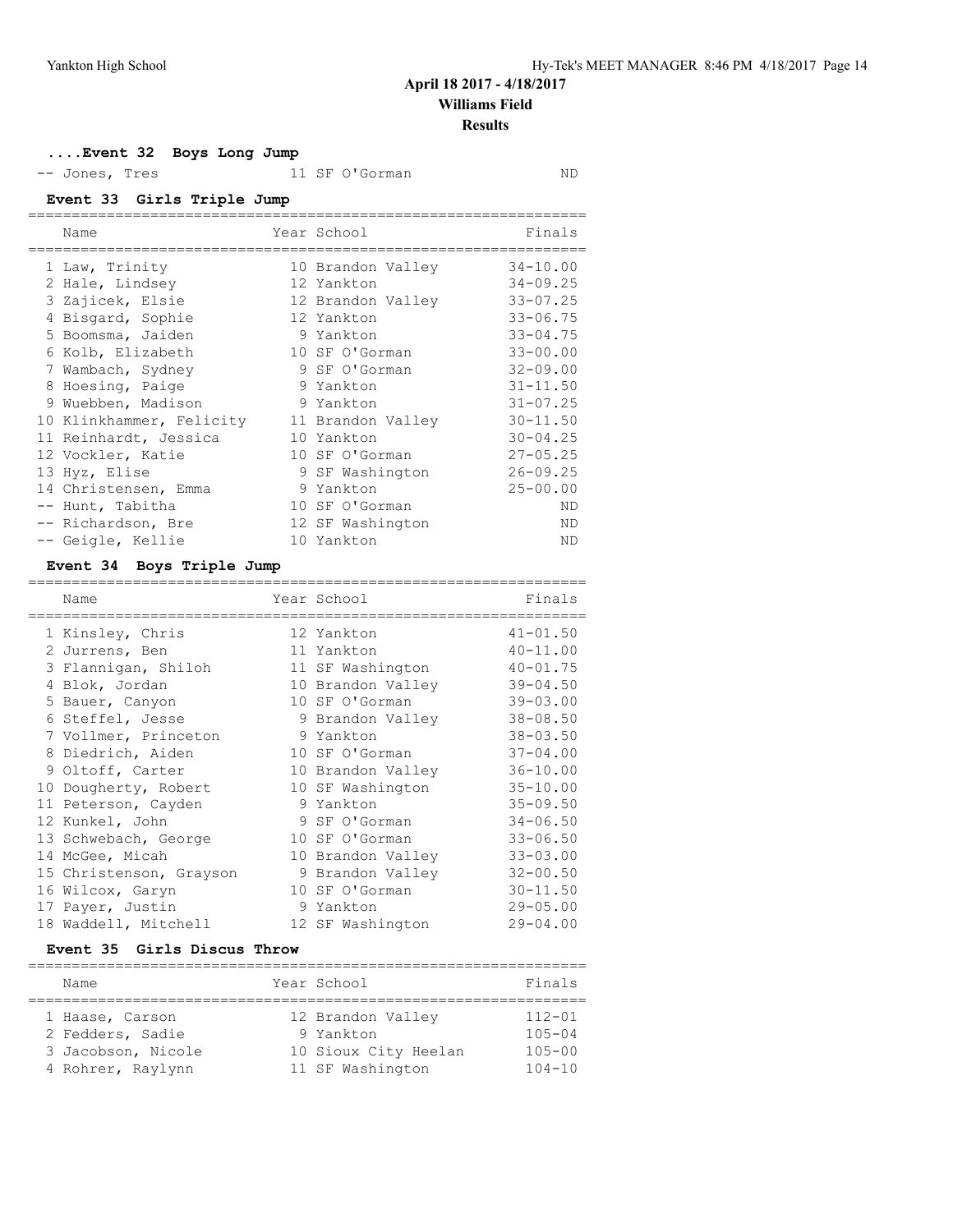## April 18 2017 - 4/18/2017
## Williams Field
## Results

### ....Event 32 Boys Long Jump

| | Name | Year | School | Finals |
|---|---|---|---|---|
| -- | Jones, Tres | 11 | SF O'Gorman | ND |

### Event 33 Girls Triple Jump

| | Name | Year | School | Finals |
|---|---|---|---|---|
| 1 | Law, Trinity | 10 | Brandon Valley | 34-10.00 |
| 2 | Hale, Lindsey | 12 | Yankton | 34-09.25 |
| 3 | Zajicek, Elsie | 12 | Brandon Valley | 33-07.25 |
| 4 | Bisgard, Sophie | 12 | Yankton | 33-06.75 |
| 5 | Boomsma, Jaiden | 9 | Yankton | 33-04.75 |
| 6 | Kolb, Elizabeth | 10 | SF O'Gorman | 33-00.00 |
| 7 | Wambach, Sydney | 9 | SF O'Gorman | 32-09.00 |
| 8 | Hoesing, Paige | 9 | Yankton | 31-11.50 |
| 9 | Wuebben, Madison | 9 | Yankton | 31-07.25 |
| 10 | Klinkhammer, Felicity | 11 | Brandon Valley | 30-11.50 |
| 11 | Reinhardt, Jessica | 10 | Yankton | 30-04.25 |
| 12 | Vockler, Katie | 10 | SF O'Gorman | 27-05.25 |
| 13 | Hyz, Elise | 9 | SF Washington | 26-09.25 |
| 14 | Christensen, Emma | 9 | Yankton | 25-00.00 |
| -- | Hunt, Tabitha | 10 | SF O'Gorman | ND |
| -- | Richardson, Bre | 12 | SF Washington | ND |
| -- | Geigle, Kellie | 10 | Yankton | ND |

### Event 34 Boys Triple Jump

| | Name | Year | School | Finals |
|---|---|---|---|---|
| 1 | Kinsley, Chris | 12 | Yankton | 41-01.50 |
| 2 | Jurrens, Ben | 11 | Yankton | 40-11.00 |
| 3 | Flannigan, Shiloh | 11 | SF Washington | 40-01.75 |
| 4 | Blok, Jordan | 10 | Brandon Valley | 39-04.50 |
| 5 | Bauer, Canyon | 10 | SF O'Gorman | 39-03.00 |
| 6 | Steffel, Jesse | 9 | Brandon Valley | 38-08.50 |
| 7 | Vollmer, Princeton | 9 | Yankton | 38-03.50 |
| 8 | Diedrich, Aiden | 10 | SF O'Gorman | 37-04.00 |
| 9 | Oltoff, Carter | 10 | Brandon Valley | 36-10.00 |
| 10 | Dougherty, Robert | 10 | SF Washington | 35-10.00 |
| 11 | Peterson, Cayden | 9 | Yankton | 35-09.50 |
| 12 | Kunkel, John | 9 | SF O'Gorman | 34-06.50 |
| 13 | Schwebach, George | 10 | SF O'Gorman | 33-06.50 |
| 14 | McGee, Micah | 10 | Brandon Valley | 33-03.00 |
| 15 | Christenson, Grayson | 9 | Brandon Valley | 32-00.50 |
| 16 | Wilcox, Garyn | 10 | SF O'Gorman | 30-11.50 |
| 17 | Payer, Justin | 9 | Yankton | 29-05.00 |
| 18 | Waddell, Mitchell | 12 | SF Washington | 29-04.00 |

### Event 35 Girls Discus Throw

| | Name | Year | School | Finals |
|---|---|---|---|---|
| 1 | Haase, Carson | 12 | Brandon Valley | 112-01 |
| 2 | Fedders, Sadie | 9 | Yankton | 105-04 |
| 3 | Jacobson, Nicole | 10 | Sioux City Heelan | 105-00 |
| 4 | Rohrer, Raylynn | 11 | SF Washington | 104-10 |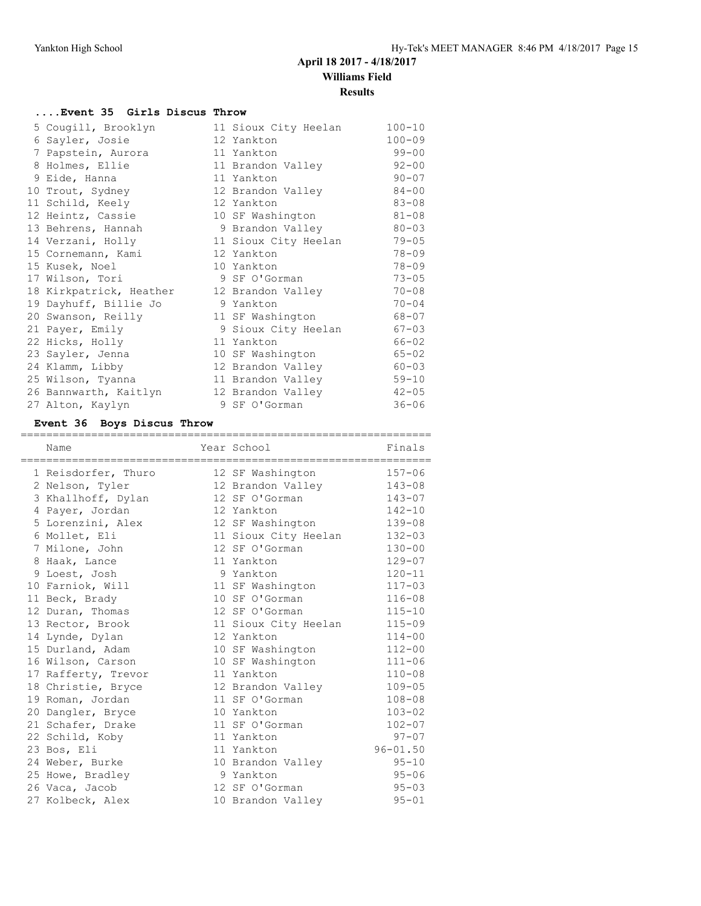**April 18 2017 - 4/18/2017**

**Williams Field**

**Results**

### ....Event 35 Girls Discus Throw

| Place | Name | Year | School | Finals |
|---|---|---|---|---|
| 5 | Cougill, Brooklyn | 11 | Sioux City Heelan | 100-10 |
| 6 | Sayler, Josie | 12 | Yankton | 100-09 |
| 7 | Papstein, Aurora | 11 | Yankton | 99-00 |
| 8 | Holmes, Ellie | 11 | Brandon Valley | 92-00 |
| 9 | Eide, Hanna | 11 | Yankton | 90-07 |
| 10 | Trout, Sydney | 12 | Brandon Valley | 84-00 |
| 11 | Schild, Keely | 12 | Yankton | 83-08 |
| 12 | Heintz, Cassie | 10 | SF Washington | 81-08 |
| 13 | Behrens, Hannah | 9 | Brandon Valley | 80-03 |
| 14 | Verzani, Holly | 11 | Sioux City Heelan | 79-05 |
| 15 | Cornemann, Kami | 12 | Yankton | 78-09 |
| 15 | Kusek, Noel | 10 | Yankton | 78-09 |
| 17 | Wilson, Tori | 9 | SF O'Gorman | 73-05 |
| 18 | Kirkpatrick, Heather | 12 | Brandon Valley | 70-08 |
| 19 | Dayhuff, Billie Jo | 9 | Yankton | 70-04 |
| 20 | Swanson, Reilly | 11 | SF Washington | 68-07 |
| 21 | Payer, Emily | 9 | Sioux City Heelan | 67-03 |
| 22 | Hicks, Holly | 11 | Yankton | 66-02 |
| 23 | Sayler, Jenna | 10 | SF Washington | 65-02 |
| 24 | Klamm, Libby | 12 | Brandon Valley | 60-03 |
| 25 | Wilson, Tyanna | 11 | Brandon Valley | 59-10 |
| 26 | Bannwarth, Kaitlyn | 12 | Brandon Valley | 42-05 |
| 27 | Alton, Kaylyn | 9 | SF O'Gorman | 36-06 |

### Event 36 Boys Discus Throw

| Place | Name | Year | School | Finals |
|---|---|---|---|---|
| 1 | Reisdorfer, Thuro | 12 | SF Washington | 157-06 |
| 2 | Nelson, Tyler | 12 | Brandon Valley | 143-08 |
| 3 | Khallhoff, Dylan | 12 | SF O'Gorman | 143-07 |
| 4 | Payer, Jordan | 12 | Yankton | 142-10 |
| 5 | Lorenzini, Alex | 12 | SF Washington | 139-08 |
| 6 | Mollet, Eli | 11 | Sioux City Heelan | 132-03 |
| 7 | Milone, John | 12 | SF O'Gorman | 130-00 |
| 8 | Haak, Lance | 11 | Yankton | 129-07 |
| 9 | Loest, Josh | 9 | Yankton | 120-11 |
| 10 | Farniok, Will | 11 | SF Washington | 117-03 |
| 11 | Beck, Brady | 10 | SF O'Gorman | 116-08 |
| 12 | Duran, Thomas | 12 | SF O'Gorman | 115-10 |
| 13 | Rector, Brook | 11 | Sioux City Heelan | 115-09 |
| 14 | Lynde, Dylan | 12 | Yankton | 114-00 |
| 15 | Durland, Adam | 10 | SF Washington | 112-00 |
| 16 | Wilson, Carson | 10 | SF Washington | 111-06 |
| 17 | Rafferty, Trevor | 11 | Yankton | 110-08 |
| 18 | Christie, Bryce | 12 | Brandon Valley | 109-05 |
| 19 | Roman, Jordan | 11 | SF O'Gorman | 108-08 |
| 20 | Dangler, Bryce | 10 | Yankton | 103-02 |
| 21 | Schafer, Drake | 11 | SF O'Gorman | 102-07 |
| 22 | Schild, Koby | 11 | Yankton | 97-07 |
| 23 | Bos, Eli | 11 | Yankton | 96-01.50 |
| 24 | Weber, Burke | 10 | Brandon Valley | 95-10 |
| 25 | Howe, Bradley | 9 | Yankton | 95-06 |
| 26 | Vaca, Jacob | 12 | SF O'Gorman | 95-03 |
| 27 | Kolbeck, Alex | 10 | Brandon Valley | 95-01 |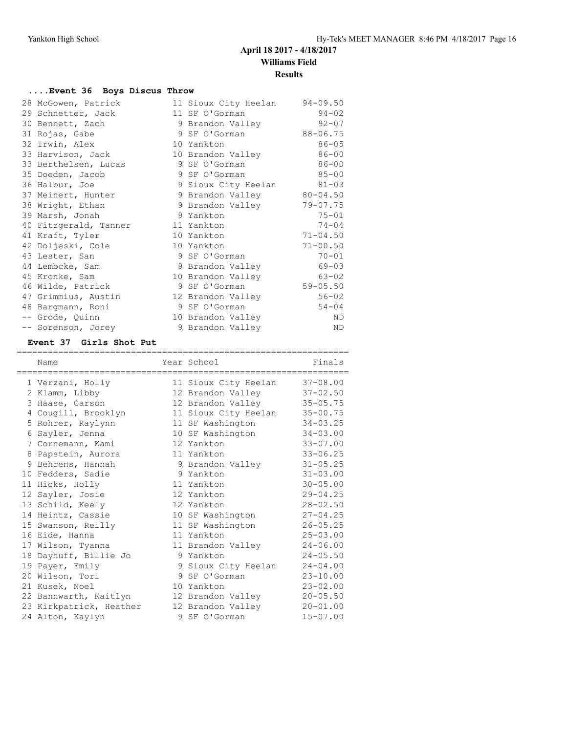# April 18 2017 - 4/18/2017

## Williams Field

### Results

#### ....Event 36 Boys Discus Throw

| Place | Name | Year | School | Finals |
|---|---|---|---|---|
| 28 | McGowen, Patrick | 11 | Sioux City Heelan | 94-09.50 |
| 29 | Schnetter, Jack | 11 | SF O'Gorman | 94-02 |
| 30 | Bennett, Zach | 9 | Brandon Valley | 92-07 |
| 31 | Rojas, Gabe | 9 | SF O'Gorman | 88-06.75 |
| 32 | Irwin, Alex | 10 | Yankton | 86-05 |
| 33 | Harvison, Jack | 10 | Brandon Valley | 86-00 |
| 33 | Berthelsen, Lucas | 9 | SF O'Gorman | 86-00 |
| 35 | Doeden, Jacob | 9 | SF O'Gorman | 85-00 |
| 36 | Halbur, Joe | 9 | Sioux City Heelan | 81-03 |
| 37 | Meinert, Hunter | 9 | Brandon Valley | 80-04.50 |
| 38 | Wright, Ethan | 9 | Brandon Valley | 79-07.75 |
| 39 | Marsh, Jonah | 9 | Yankton | 75-01 |
| 40 | Fitzgerald, Tanner | 11 | Yankton | 74-04 |
| 41 | Kraft, Tyler | 10 | Yankton | 71-04.50 |
| 42 | Doljeski, Cole | 10 | Yankton | 71-00.50 |
| 43 | Lester, San | 9 | SF O'Gorman | 70-01 |
| 44 | Lembcke, Sam | 9 | Brandon Valley | 69-03 |
| 45 | Kronke, Sam | 10 | Brandon Valley | 63-02 |
| 46 | Wilde, Patrick | 9 | SF O'Gorman | 59-05.50 |
| 47 | Grimmius, Austin | 12 | Brandon Valley | 56-02 |
| 48 | Bargmann, Roni | 9 | SF O'Gorman | 54-04 |
| -- | Grode, Quinn | 10 | Brandon Valley | ND |
| -- | Sorenson, Jorey | 9 | Brandon Valley | ND |

#### Event 37 Girls Shot Put

| Place | Name | Year | School | Finals |
|---|---|---|---|---|
| 1 | Verzani, Holly | 11 | Sioux City Heelan | 37-08.00 |
| 2 | Klamm, Libby | 12 | Brandon Valley | 37-02.50 |
| 3 | Haase, Carson | 12 | Brandon Valley | 35-05.75 |
| 4 | Cougill, Brooklyn | 11 | Sioux City Heelan | 35-00.75 |
| 5 | Rohrer, Raylynn | 11 | SF Washington | 34-03.25 |
| 6 | Sayler, Jenna | 10 | SF Washington | 34-03.00 |
| 7 | Cornemann, Kami | 12 | Yankton | 33-07.00 |
| 8 | Papstein, Aurora | 11 | Yankton | 33-06.25 |
| 9 | Behrens, Hannah | 9 | Brandon Valley | 31-05.25 |
| 10 | Fedders, Sadie | 9 | Yankton | 31-03.00 |
| 11 | Hicks, Holly | 11 | Yankton | 30-05.00 |
| 12 | Sayler, Josie | 12 | Yankton | 29-04.25 |
| 13 | Schild, Keely | 12 | Yankton | 28-02.50 |
| 14 | Heintz, Cassie | 10 | SF Washington | 27-04.25 |
| 15 | Swanson, Reilly | 11 | SF Washington | 26-05.25 |
| 16 | Eide, Hanna | 11 | Yankton | 25-03.00 |
| 17 | Wilson, Tyanna | 11 | Brandon Valley | 24-06.00 |
| 18 | Dayhuff, Billie Jo | 9 | Yankton | 24-05.50 |
| 19 | Payer, Emily | 9 | Sioux City Heelan | 24-04.00 |
| 20 | Wilson, Tori | 9 | SF O'Gorman | 23-10.00 |
| 21 | Kusek, Noel | 10 | Yankton | 23-02.00 |
| 22 | Bannwarth, Kaitlyn | 12 | Brandon Valley | 20-05.50 |
| 23 | Kirkpatrick, Heather | 12 | Brandon Valley | 20-01.00 |
| 24 | Alton, Kaylyn | 9 | SF O'Gorman | 15-07.00 |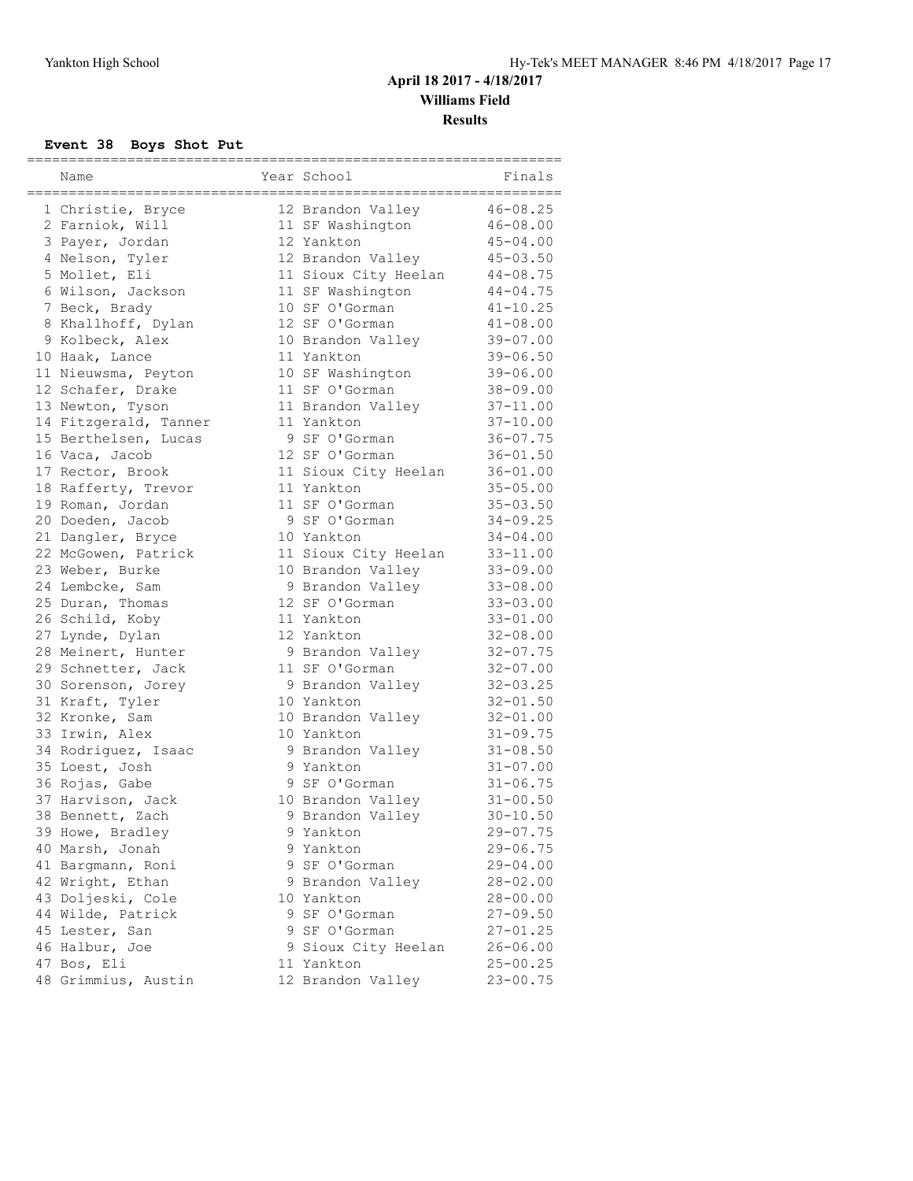## April 18 2017 - 4/18/2017

**Williams Field**

**Results**

### Event 38 Boys Shot Put

| | Name | Year | School | Finals |
|---|---|---|---|---|
| 1 | Christie, Bryce | 12 | Brandon Valley | 46-08.25 |
| 2 | Farniok, Will | 11 | SF Washington | 46-08.00 |
| 3 | Payer, Jordan | 12 | Yankton | 45-04.00 |
| 4 | Nelson, Tyler | 12 | Brandon Valley | 45-03.50 |
| 5 | Mollet, Eli | 11 | Sioux City Heelan | 44-08.75 |
| 6 | Wilson, Jackson | 11 | SF Washington | 44-04.75 |
| 7 | Beck, Brady | 10 | SF O'Gorman | 41-10.25 |
| 8 | Khallhoff, Dylan | 12 | SF O'Gorman | 41-08.00 |
| 9 | Kolbeck, Alex | 10 | Brandon Valley | 39-07.00 |
| 10 | Haak, Lance | 11 | Yankton | 39-06.50 |
| 11 | Nieuwsma, Peyton | 10 | SF Washington | 39-06.00 |
| 12 | Schafer, Drake | 11 | SF O'Gorman | 38-09.00 |
| 13 | Newton, Tyson | 11 | Brandon Valley | 37-11.00 |
| 14 | Fitzgerald, Tanner | 11 | Yankton | 37-10.00 |
| 15 | Berthelsen, Lucas | 9 | SF O'Gorman | 36-07.75 |
| 16 | Vaca, Jacob | 12 | SF O'Gorman | 36-01.50 |
| 17 | Rector, Brook | 11 | Sioux City Heelan | 36-01.00 |
| 18 | Rafferty, Trevor | 11 | Yankton | 35-05.00 |
| 19 | Roman, Jordan | 11 | SF O'Gorman | 35-03.50 |
| 20 | Doeden, Jacob | 9 | SF O'Gorman | 34-09.25 |
| 21 | Dangler, Bryce | 10 | Yankton | 34-04.00 |
| 22 | McGowen, Patrick | 11 | Sioux City Heelan | 33-11.00 |
| 23 | Weber, Burke | 10 | Brandon Valley | 33-09.00 |
| 24 | Lembcke, Sam | 9 | Brandon Valley | 33-08.00 |
| 25 | Duran, Thomas | 12 | SF O'Gorman | 33-03.00 |
| 26 | Schild, Koby | 11 | Yankton | 33-01.00 |
| 27 | Lynde, Dylan | 12 | Yankton | 32-08.00 |
| 28 | Meinert, Hunter | 9 | Brandon Valley | 32-07.75 |
| 29 | Schnetter, Jack | 11 | SF O'Gorman | 32-07.00 |
| 30 | Sorenson, Jorey | 9 | Brandon Valley | 32-03.25 |
| 31 | Kraft, Tyler | 10 | Yankton | 32-01.50 |
| 32 | Kronke, Sam | 10 | Brandon Valley | 32-01.00 |
| 33 | Irwin, Alex | 10 | Yankton | 31-09.75 |
| 34 | Rodriguez, Isaac | 9 | Brandon Valley | 31-08.50 |
| 35 | Loest, Josh | 9 | Yankton | 31-07.00 |
| 36 | Rojas, Gabe | 9 | SF O'Gorman | 31-06.75 |
| 37 | Harvison, Jack | 10 | Brandon Valley | 31-00.50 |
| 38 | Bennett, Zach | 9 | Brandon Valley | 30-10.50 |
| 39 | Howe, Bradley | 9 | Yankton | 29-07.75 |
| 40 | Marsh, Jonah | 9 | Yankton | 29-06.75 |
| 41 | Bargmann, Roni | 9 | SF O'Gorman | 29-04.00 |
| 42 | Wright, Ethan | 9 | Brandon Valley | 28-02.00 |
| 43 | Doljeski, Cole | 10 | Yankton | 28-00.00 |
| 44 | Wilde, Patrick | 9 | SF O'Gorman | 27-09.50 |
| 45 | Lester, San | 9 | SF O'Gorman | 27-01.25 |
| 46 | Halbur, Joe | 9 | Sioux City Heelan | 26-06.00 |
| 47 | Bos, Eli | 11 | Yankton | 25-00.25 |
| 48 | Grimmius, Austin | 12 | Brandon Valley | 23-00.75 |